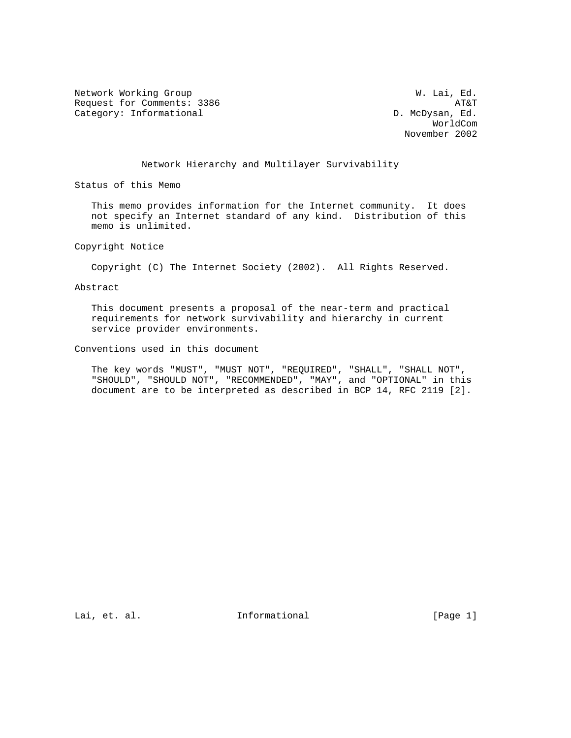Network Working Group W. Lai, Ed.
Request for Comments: 3386 AT&T
Category: Informational D. McDysan, Ed.
WorldCom
November 2002

# Network Hierarchy and Multilayer Survivability

## Status of this Memo

This memo provides information for the Internet community. It does not specify an Internet standard of any kind. Distribution of this memo is unlimited.

## Copyright Notice

Copyright (C) The Internet Society (2002). All Rights Reserved.

## Abstract

This document presents a proposal of the near-term and practical requirements for network survivability and hierarchy in current service provider environments.

## Conventions used in this document

The key words "MUST", "MUST NOT", "REQUIRED", "SHALL", "SHALL NOT", "SHOULD", "SHOULD NOT", "RECOMMENDED", "MAY", and "OPTIONAL" in this document are to be interpreted as described in BCP 14, RFC 2119 [2].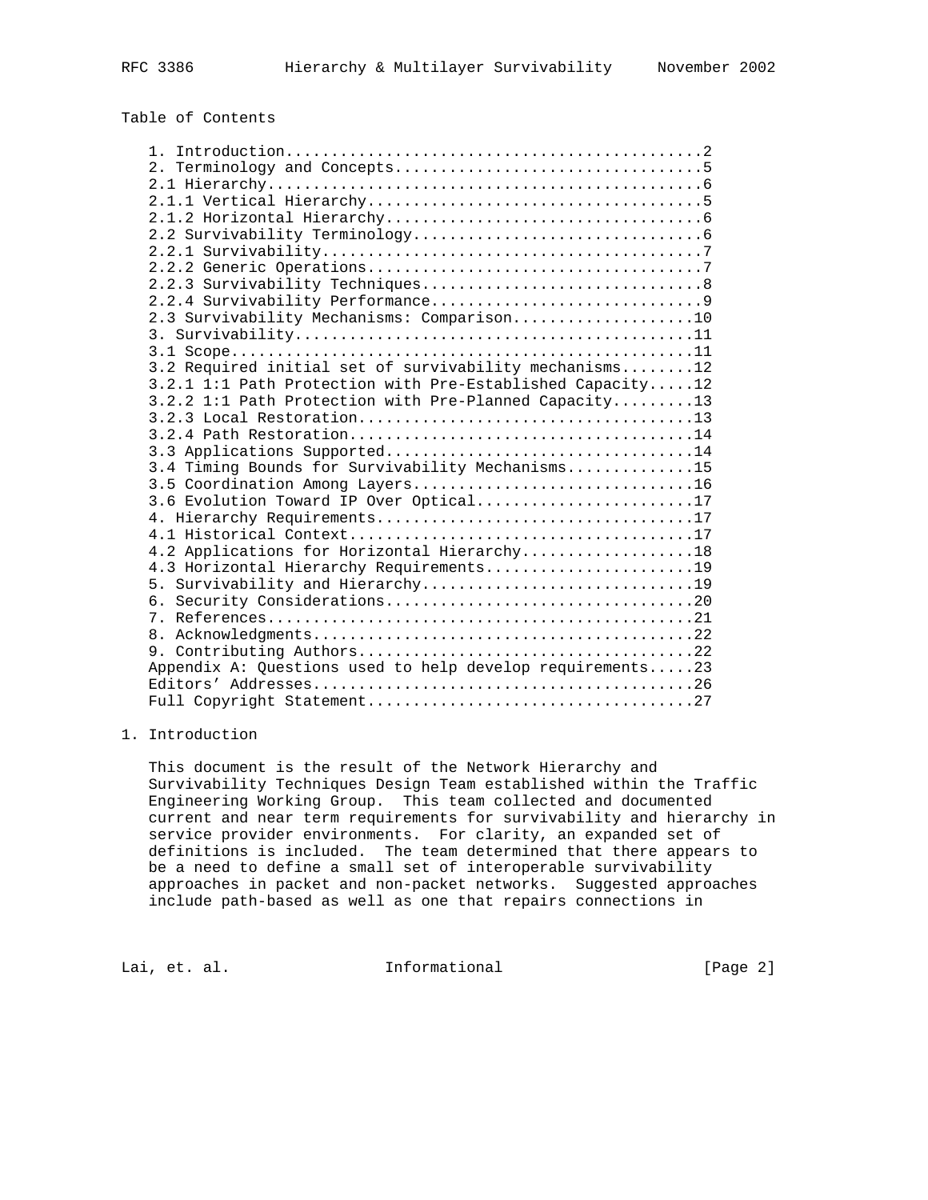Table of Contents

```
1. Introduction.............................................2
2. Terminology and Concepts.................................5
2.1 Hierarchy...............................................6
2.1.1 Vertical Hierarchy....................................5
2.1.2 Horizontal Hierarchy..................................6
2.2 Survivability Terminology...............................6
2.2.1 Survivability.........................................7
2.2.2 Generic Operations....................................7
2.2.3 Survivability Techniques..............................8
2.2.4 Survivability Performance.............................9
2.3 Survivability Mechanisms: Comparison...................10
3. Survivability...........................................11
3.1 Scope..................................................11
3.2 Required initial set of survivability mechanisms........12
3.2.1 1:1 Path Protection with Pre-Established Capacity.....12
3.2.2 1:1 Path Protection with Pre-Planned Capacity.........13
3.2.3 Local Restoration....................................13
3.2.4 Path Restoration.....................................14
3.3 Applications Supported.................................14
3.4 Timing Bounds for Survivability Mechanisms.............15
3.5 Coordination Among Layers..............................16
3.6 Evolution Toward IP Over Optical.......................17
4. Hierarchy Requirements..................................17
4.1 Historical Context.....................................17
4.2 Applications for Horizontal Hierarchy..................18
4.3 Horizontal Hierarchy Requirements......................19
5. Survivability and Hierarchy.............................19
6. Security Considerations.................................20
7. References..............................................21
8. Acknowledgments.........................................22
9. Contributing Authors....................................22
Appendix A: Questions used to help develop requirements.....23
Editors' Addresses.........................................26
Full Copyright Statement...................................27
```

## 1. Introduction

This document is the result of the Network Hierarchy and Survivability Techniques Design Team established within the Traffic Engineering Working Group. This team collected and documented current and near term requirements for survivability and hierarchy in service provider environments. For clarity, an expanded set of definitions is included. The team determined that there appears to be a need to define a small set of interoperable survivability approaches in packet and non-packet networks. Suggested approaches include path-based as well as one that repairs connections in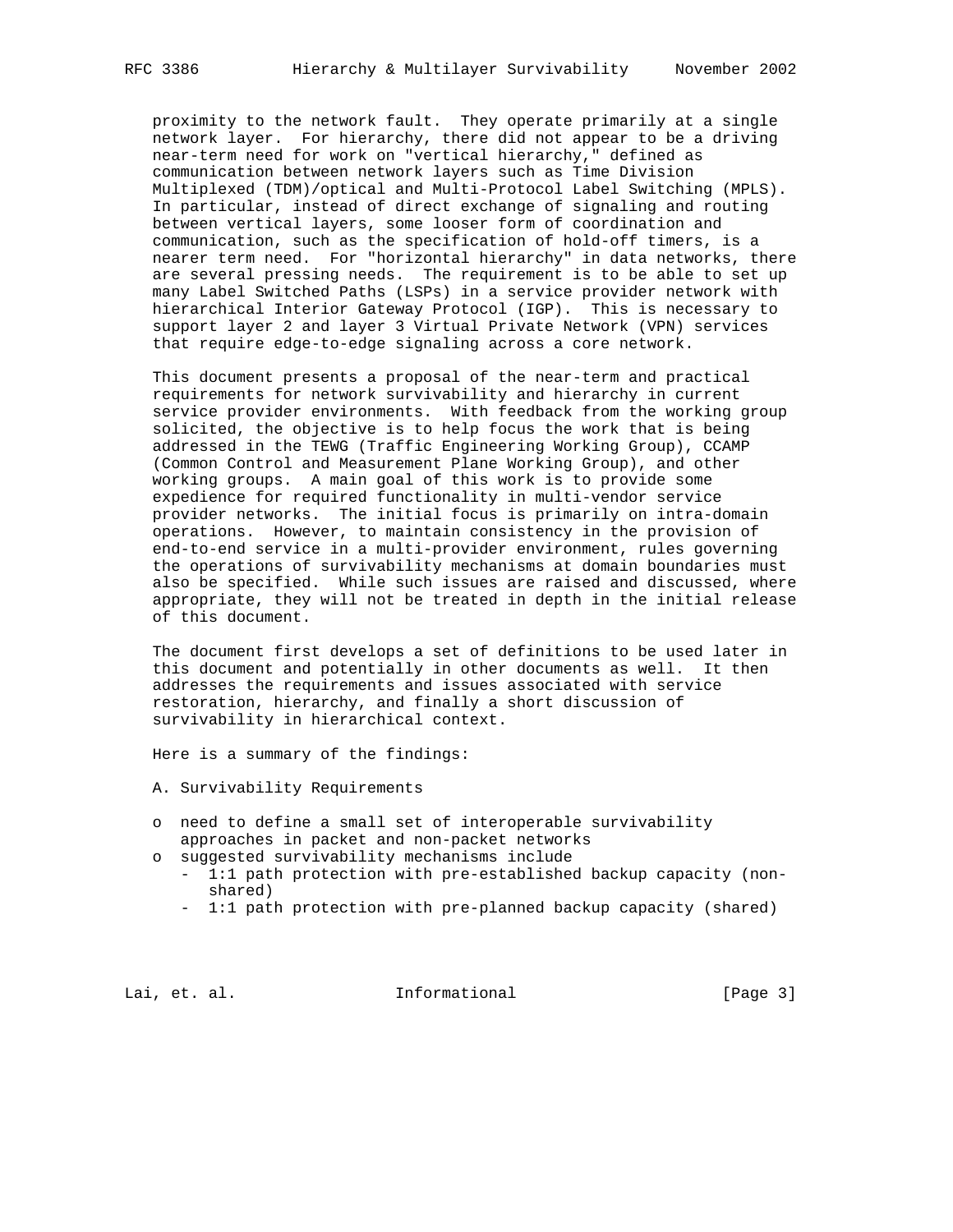proximity to the network fault. They operate primarily at a single network layer. For hierarchy, there did not appear to be a driving near-term need for work on "vertical hierarchy," defined as communication between network layers such as Time Division Multiplexed (TDM)/optical and Multi-Protocol Label Switching (MPLS). In particular, instead of direct exchange of signaling and routing between vertical layers, some looser form of coordination and communication, such as the specification of hold-off timers, is a nearer term need. For "horizontal hierarchy" in data networks, there are several pressing needs. The requirement is to be able to set up many Label Switched Paths (LSPs) in a service provider network with hierarchical Interior Gateway Protocol (IGP). This is necessary to support layer 2 and layer 3 Virtual Private Network (VPN) services that require edge-to-edge signaling across a core network.

This document presents a proposal of the near-term and practical requirements for network survivability and hierarchy in current service provider environments. With feedback from the working group solicited, the objective is to help focus the work that is being addressed in the TEWG (Traffic Engineering Working Group), CCAMP (Common Control and Measurement Plane Working Group), and other working groups. A main goal of this work is to provide some expedience for required functionality in multi-vendor service provider networks. The initial focus is primarily on intra-domain operations. However, to maintain consistency in the provision of end-to-end service in a multi-provider environment, rules governing the operations of survivability mechanisms at domain boundaries must also be specified. While such issues are raised and discussed, where appropriate, they will not be treated in depth in the initial release of this document.

The document first develops a set of definitions to be used later in this document and potentially in other documents as well. It then addresses the requirements and issues associated with service restoration, hierarchy, and finally a short discussion of survivability in hierarchical context.

Here is a summary of the findings:

A. Survivability Requirements

- need to define a small set of interoperable survivability approaches in packet and non-packet networks
- suggested survivability mechanisms include
  - 1:1 path protection with pre-established backup capacity (non-shared)
  - 1:1 path protection with pre-planned backup capacity (shared)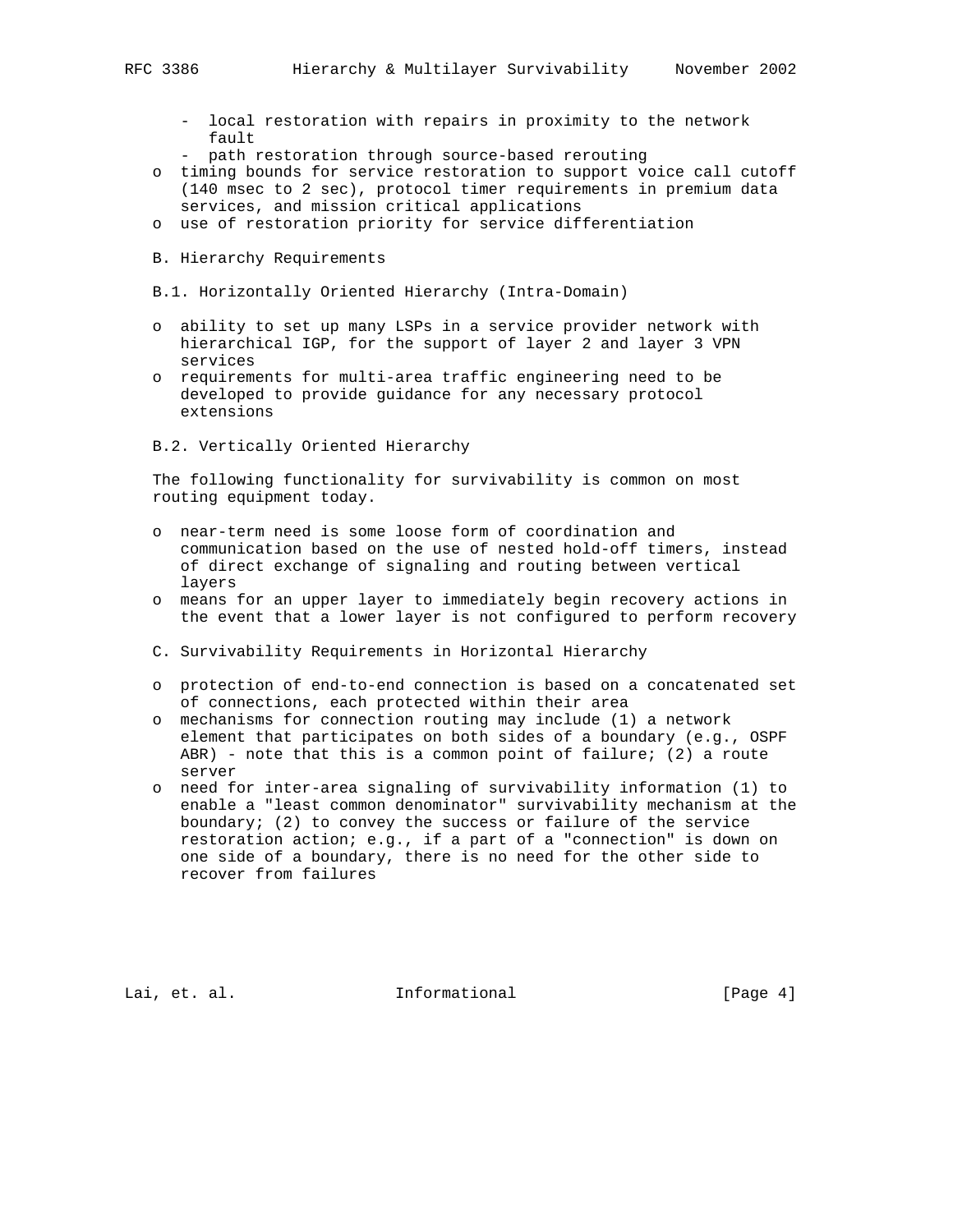- local restoration with repairs in proximity to the network fault
   - path restoration through source-based rerouting

- timing bounds for service restoration to support voice call cutoff (140 msec to 2 sec), protocol timer requirements in premium data services, and mission critical applications
- use of restoration priority for service differentiation

### B. Hierarchy Requirements

#### B.1. Horizontally Oriented Hierarchy (Intra-Domain)

- ability to set up many LSPs in a service provider network with hierarchical IGP, for the support of layer 2 and layer 3 VPN services
- requirements for multi-area traffic engineering need to be developed to provide guidance for any necessary protocol extensions

#### B.2. Vertically Oriented Hierarchy

The following functionality for survivability is common on most routing equipment today.

- near-term need is some loose form of coordination and communication based on the use of nested hold-off timers, instead of direct exchange of signaling and routing between vertical layers
- means for an upper layer to immediately begin recovery actions in the event that a lower layer is not configured to perform recovery

### C. Survivability Requirements in Horizontal Hierarchy

- protection of end-to-end connection is based on a concatenated set of connections, each protected within their area
- mechanisms for connection routing may include (1) a network element that participates on both sides of a boundary (e.g., OSPF ABR) - note that this is a common point of failure; (2) a route server
- need for inter-area signaling of survivability information (1) to enable a "least common denominator" survivability mechanism at the boundary; (2) to convey the success or failure of the service restoration action; e.g., if a part of a "connection" is down on one side of a boundary, there is no need for the other side to recover from failures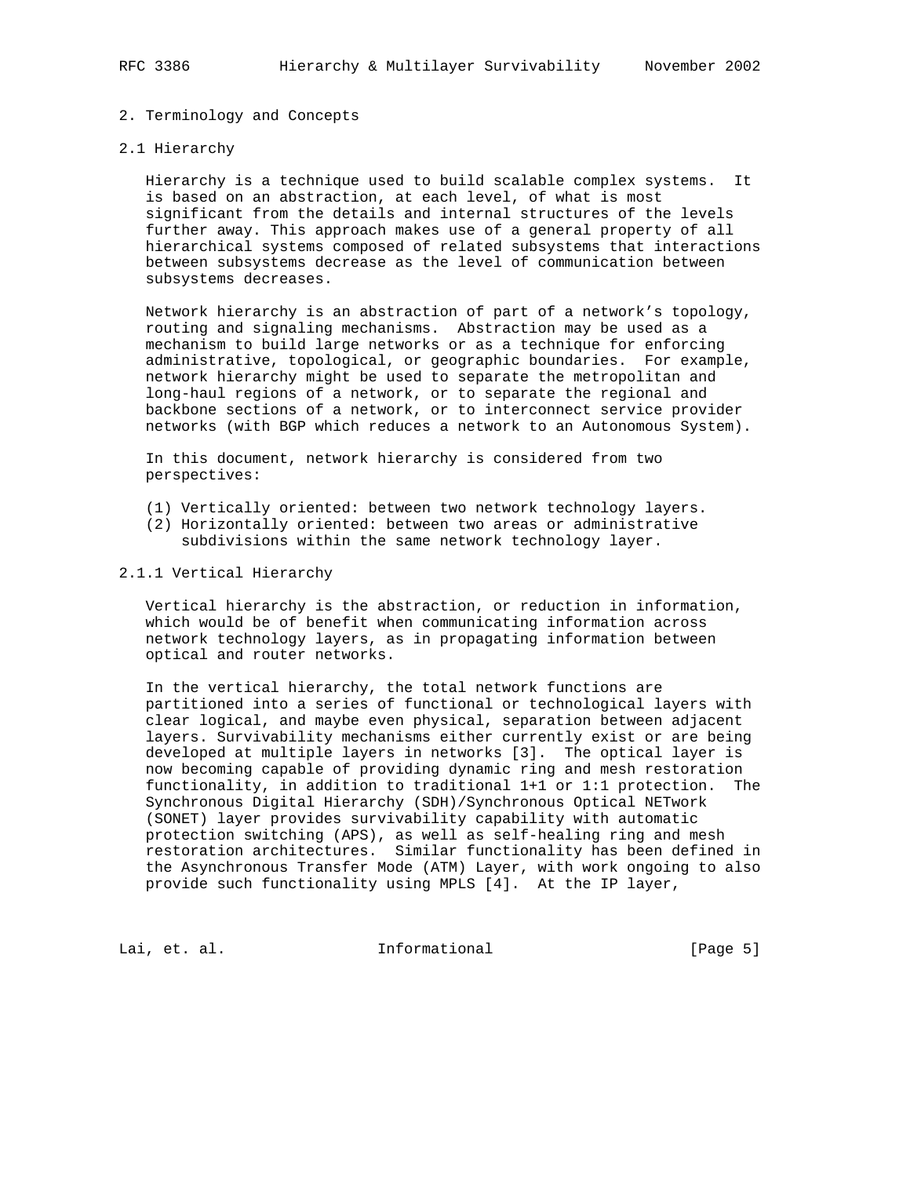## 2. Terminology and Concepts

### 2.1 Hierarchy

Hierarchy is a technique used to build scalable complex systems. It is based on an abstraction, at each level, of what is most significant from the details and internal structures of the levels further away. This approach makes use of a general property of all hierarchical systems composed of related subsystems that interactions between subsystems decrease as the level of communication between subsystems decreases.

Network hierarchy is an abstraction of part of a network's topology, routing and signaling mechanisms. Abstraction may be used as a mechanism to build large networks or as a technique for enforcing administrative, topological, or geographic boundaries. For example, network hierarchy might be used to separate the metropolitan and long-haul regions of a network, or to separate the regional and backbone sections of a network, or to interconnect service provider networks (with BGP which reduces a network to an Autonomous System).

In this document, network hierarchy is considered from two perspectives:

(1) Vertically oriented: between two network technology layers.
(2) Horizontally oriented: between two areas or administrative subdivisions within the same network technology layer.

#### 2.1.1 Vertical Hierarchy

Vertical hierarchy is the abstraction, or reduction in information, which would be of benefit when communicating information across network technology layers, as in propagating information between optical and router networks.

In the vertical hierarchy, the total network functions are partitioned into a series of functional or technological layers with clear logical, and maybe even physical, separation between adjacent layers. Survivability mechanisms either currently exist or are being developed at multiple layers in networks [3]. The optical layer is now becoming capable of providing dynamic ring and mesh restoration functionality, in addition to traditional 1+1 or 1:1 protection. The Synchronous Digital Hierarchy (SDH)/Synchronous Optical NETwork (SONET) layer provides survivability capability with automatic protection switching (APS), as well as self-healing ring and mesh restoration architectures. Similar functionality has been defined in the Asynchronous Transfer Mode (ATM) Layer, with work ongoing to also provide such functionality using MPLS [4]. At the IP layer,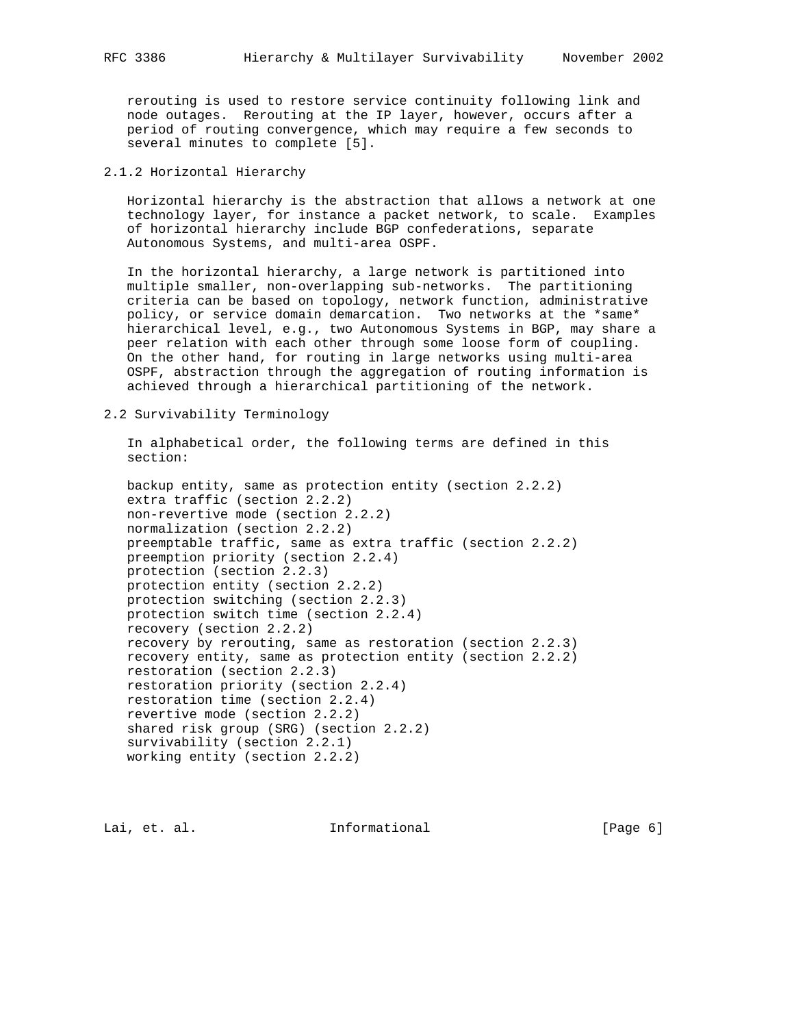rerouting is used to restore service continuity following link and node outages. Rerouting at the IP layer, however, occurs after a period of routing convergence, which may require a few seconds to several minutes to complete [5].

### 2.1.2 Horizontal Hierarchy

Horizontal hierarchy is the abstraction that allows a network at one technology layer, for instance a packet network, to scale. Examples of horizontal hierarchy include BGP confederations, separate Autonomous Systems, and multi-area OSPF.

In the horizontal hierarchy, a large network is partitioned into multiple smaller, non-overlapping sub-networks. The partitioning criteria can be based on topology, network function, administrative policy, or service domain demarcation. Two networks at the *same* hierarchical level, e.g., two Autonomous Systems in BGP, may share a peer relation with each other through some loose form of coupling. On the other hand, for routing in large networks using multi-area OSPF, abstraction through the aggregation of routing information is achieved through a hierarchical partitioning of the network.

## 2.2 Survivability Terminology

In alphabetical order, the following terms are defined in this section:

```
backup entity, same as protection entity (section 2.2.2)
extra traffic (section 2.2.2)
non-revertive mode (section 2.2.2)
normalization (section 2.2.2)
preemptable traffic, same as extra traffic (section 2.2.2)
preemption priority (section 2.2.4)
protection (section 2.2.3)
protection entity (section 2.2.2)
protection switching (section 2.2.3)
protection switch time (section 2.2.4)
recovery (section 2.2.2)
recovery by rerouting, same as restoration (section 2.2.3)
recovery entity, same as protection entity (section 2.2.2)
restoration (section 2.2.3)
restoration priority (section 2.2.4)
restoration time (section 2.2.4)
revertive mode (section 2.2.2)
shared risk group (SRG) (section 2.2.2)
survivability (section 2.2.1)
working entity (section 2.2.2)
```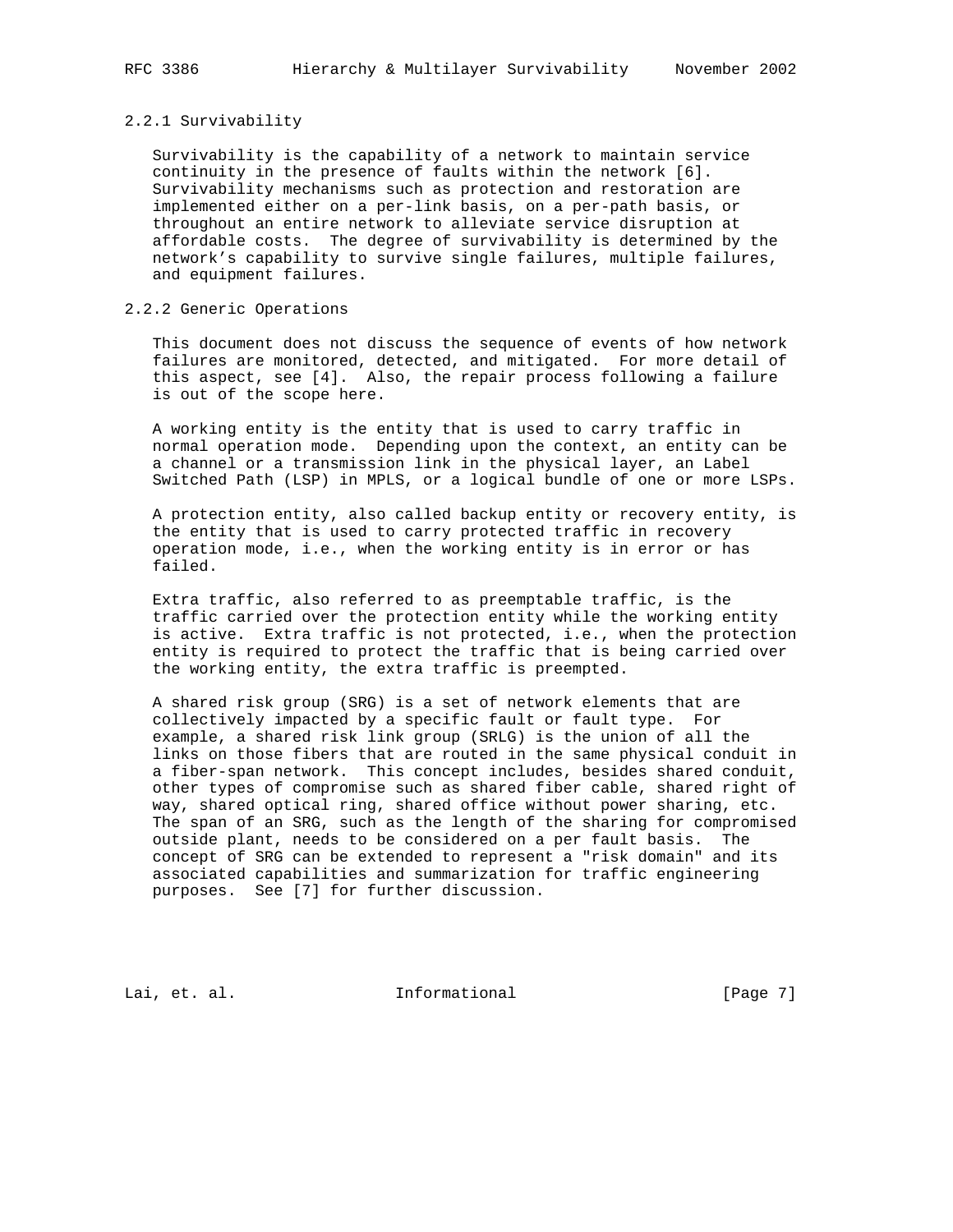### 2.2.1 Survivability

Survivability is the capability of a network to maintain service continuity in the presence of faults within the network [6]. Survivability mechanisms such as protection and restoration are implemented either on a per-link basis, on a per-path basis, or throughout an entire network to alleviate service disruption at affordable costs. The degree of survivability is determined by the network's capability to survive single failures, multiple failures, and equipment failures.

### 2.2.2 Generic Operations

This document does not discuss the sequence of events of how network failures are monitored, detected, and mitigated. For more detail of this aspect, see [4]. Also, the repair process following a failure is out of the scope here.

A working entity is the entity that is used to carry traffic in normal operation mode. Depending upon the context, an entity can be a channel or a transmission link in the physical layer, an Label Switched Path (LSP) in MPLS, or a logical bundle of one or more LSPs.

A protection entity, also called backup entity or recovery entity, is the entity that is used to carry protected traffic in recovery operation mode, i.e., when the working entity is in error or has failed.

Extra traffic, also referred to as preemptable traffic, is the traffic carried over the protection entity while the working entity is active. Extra traffic is not protected, i.e., when the protection entity is required to protect the traffic that is being carried over the working entity, the extra traffic is preempted.

A shared risk group (SRG) is a set of network elements that are collectively impacted by a specific fault or fault type. For example, a shared risk link group (SRLG) is the union of all the links on those fibers that are routed in the same physical conduit in a fiber-span network. This concept includes, besides shared conduit, other types of compromise such as shared fiber cable, shared right of way, shared optical ring, shared office without power sharing, etc. The span of an SRG, such as the length of the sharing for compromised outside plant, needs to be considered on a per fault basis. The concept of SRG can be extended to represent a "risk domain" and its associated capabilities and summarization for traffic engineering purposes. See [7] for further discussion.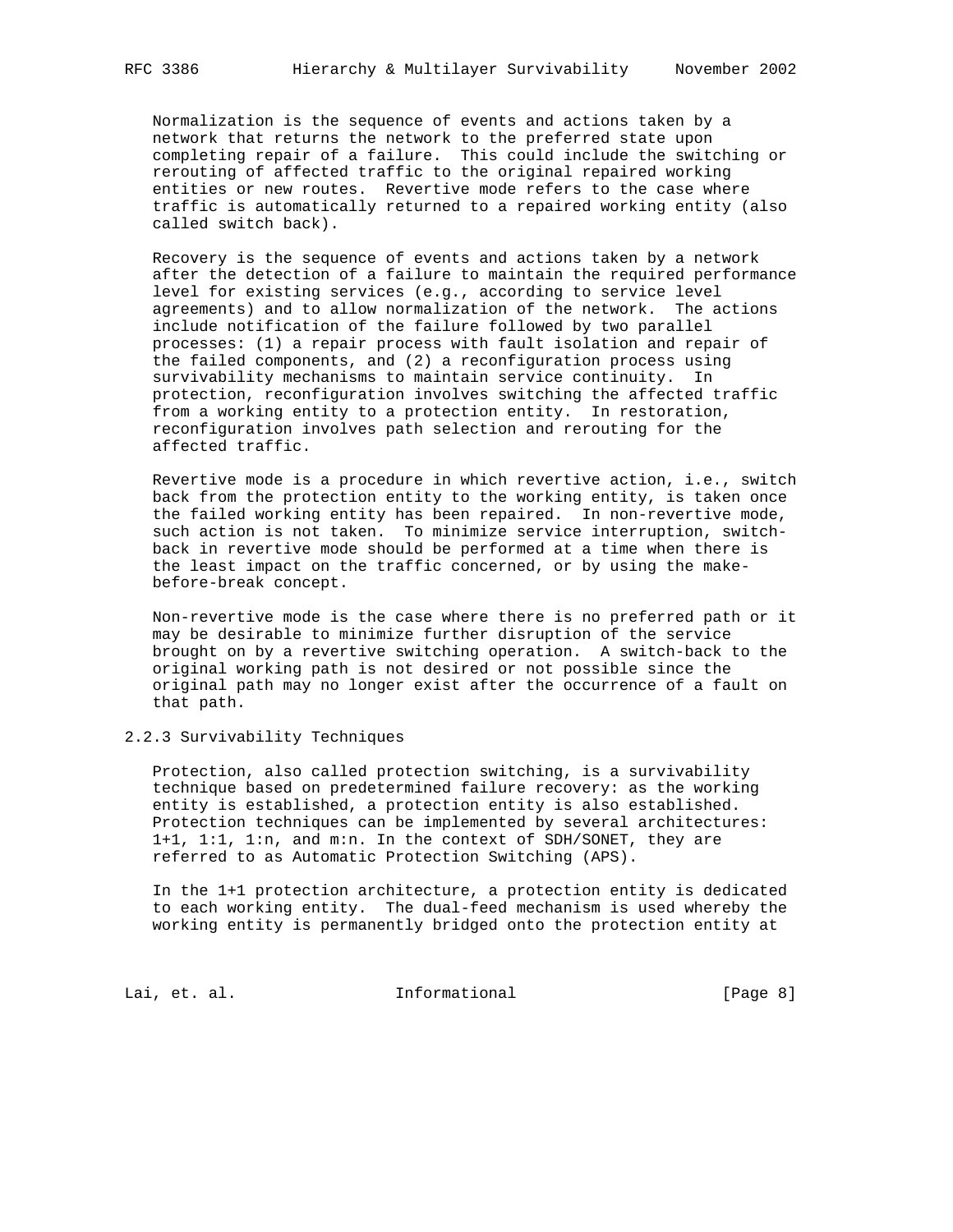Normalization is the sequence of events and actions taken by a network that returns the network to the preferred state upon completing repair of a failure. This could include the switching or rerouting of affected traffic to the original repaired working entities or new routes. Revertive mode refers to the case where traffic is automatically returned to a repaired working entity (also called switch back).

Recovery is the sequence of events and actions taken by a network after the detection of a failure to maintain the required performance level for existing services (e.g., according to service level agreements) and to allow normalization of the network. The actions include notification of the failure followed by two parallel processes: (1) a repair process with fault isolation and repair of the failed components, and (2) a reconfiguration process using survivability mechanisms to maintain service continuity. In protection, reconfiguration involves switching the affected traffic from a working entity to a protection entity. In restoration, reconfiguration involves path selection and rerouting for the affected traffic.

Revertive mode is a procedure in which revertive action, i.e., switch back from the protection entity to the working entity, is taken once the failed working entity has been repaired. In non-revertive mode, such action is not taken. To minimize service interruption, switch-back in revertive mode should be performed at a time when there is the least impact on the traffic concerned, or by using the make-before-break concept.

Non-revertive mode is the case where there is no preferred path or it may be desirable to minimize further disruption of the service brought on by a revertive switching operation. A switch-back to the original working path is not desired or not possible since the original path may no longer exist after the occurrence of a fault on that path.

### 2.2.3 Survivability Techniques

Protection, also called protection switching, is a survivability technique based on predetermined failure recovery: as the working entity is established, a protection entity is also established. Protection techniques can be implemented by several architectures: 1+1, 1:1, 1:n, and m:n. In the context of SDH/SONET, they are referred to as Automatic Protection Switching (APS).

In the 1+1 protection architecture, a protection entity is dedicated to each working entity. The dual-feed mechanism is used whereby the working entity is permanently bridged onto the protection entity at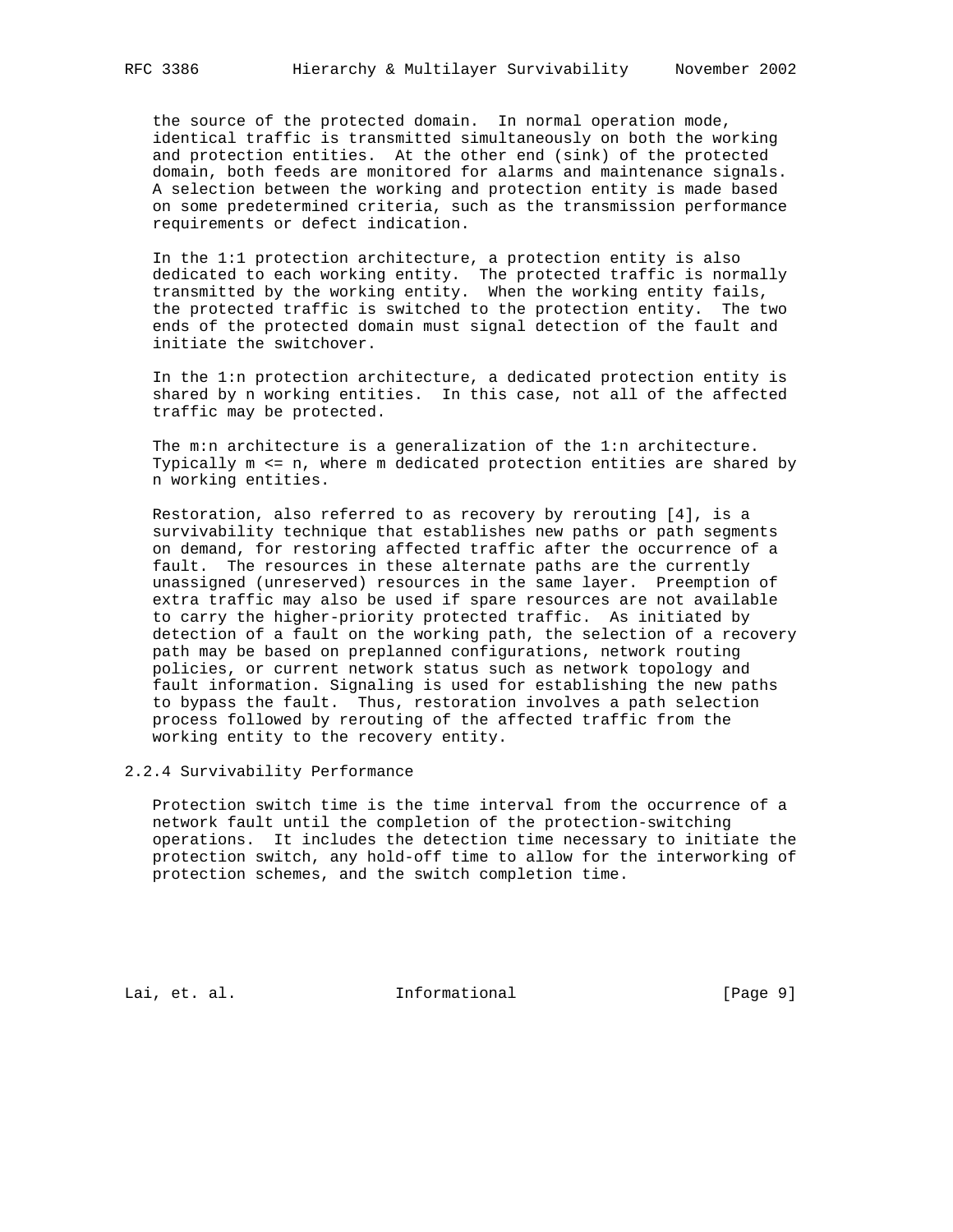the source of the protected domain. In normal operation mode, identical traffic is transmitted simultaneously on both the working and protection entities. At the other end (sink) of the protected domain, both feeds are monitored for alarms and maintenance signals. A selection between the working and protection entity is made based on some predetermined criteria, such as the transmission performance requirements or defect indication.

In the 1:1 protection architecture, a protection entity is also dedicated to each working entity. The protected traffic is normally transmitted by the working entity. When the working entity fails, the protected traffic is switched to the protection entity. The two ends of the protected domain must signal detection of the fault and initiate the switchover.

In the 1:n protection architecture, a dedicated protection entity is shared by n working entities. In this case, not all of the affected traffic may be protected.

The m:n architecture is a generalization of the 1:n architecture. Typically m <= n, where m dedicated protection entities are shared by n working entities.

Restoration, also referred to as recovery by rerouting [4], is a survivability technique that establishes new paths or path segments on demand, for restoring affected traffic after the occurrence of a fault. The resources in these alternate paths are the currently unassigned (unreserved) resources in the same layer. Preemption of extra traffic may also be used if spare resources are not available to carry the higher-priority protected traffic. As initiated by detection of a fault on the working path, the selection of a recovery path may be based on preplanned configurations, network routing policies, or current network status such as network topology and fault information. Signaling is used for establishing the new paths to bypass the fault. Thus, restoration involves a path selection process followed by rerouting of the affected traffic from the working entity to the recovery entity.

### 2.2.4 Survivability Performance

Protection switch time is the time interval from the occurrence of a network fault until the completion of the protection-switching operations. It includes the detection time necessary to initiate the protection switch, any hold-off time to allow for the interworking of protection schemes, and the switch completion time.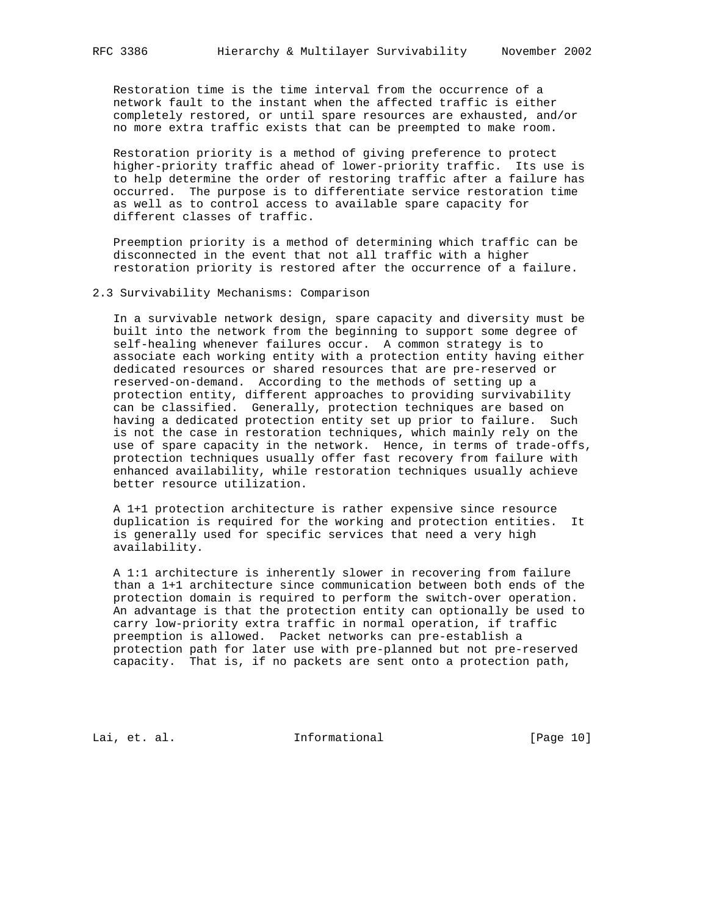Restoration time is the time interval from the occurrence of a network fault to the instant when the affected traffic is either completely restored, or until spare resources are exhausted, and/or no more extra traffic exists that can be preempted to make room.

Restoration priority is a method of giving preference to protect higher-priority traffic ahead of lower-priority traffic. Its use is to help determine the order of restoring traffic after a failure has occurred. The purpose is to differentiate service restoration time as well as to control access to available spare capacity for different classes of traffic.

Preemption priority is a method of determining which traffic can be disconnected in the event that not all traffic with a higher restoration priority is restored after the occurrence of a failure.

## 2.3 Survivability Mechanisms: Comparison

In a survivable network design, spare capacity and diversity must be built into the network from the beginning to support some degree of self-healing whenever failures occur. A common strategy is to associate each working entity with a protection entity having either dedicated resources or shared resources that are pre-reserved or reserved-on-demand. According to the methods of setting up a protection entity, different approaches to providing survivability can be classified. Generally, protection techniques are based on having a dedicated protection entity set up prior to failure. Such is not the case in restoration techniques, which mainly rely on the use of spare capacity in the network. Hence, in terms of trade-offs, protection techniques usually offer fast recovery from failure with enhanced availability, while restoration techniques usually achieve better resource utilization.

A 1+1 protection architecture is rather expensive since resource duplication is required for the working and protection entities. It is generally used for specific services that need a very high availability.

A 1:1 architecture is inherently slower in recovering from failure than a 1+1 architecture since communication between both ends of the protection domain is required to perform the switch-over operation. An advantage is that the protection entity can optionally be used to carry low-priority extra traffic in normal operation, if traffic preemption is allowed. Packet networks can pre-establish a protection path for later use with pre-planned but not pre-reserved capacity. That is, if no packets are sent onto a protection path,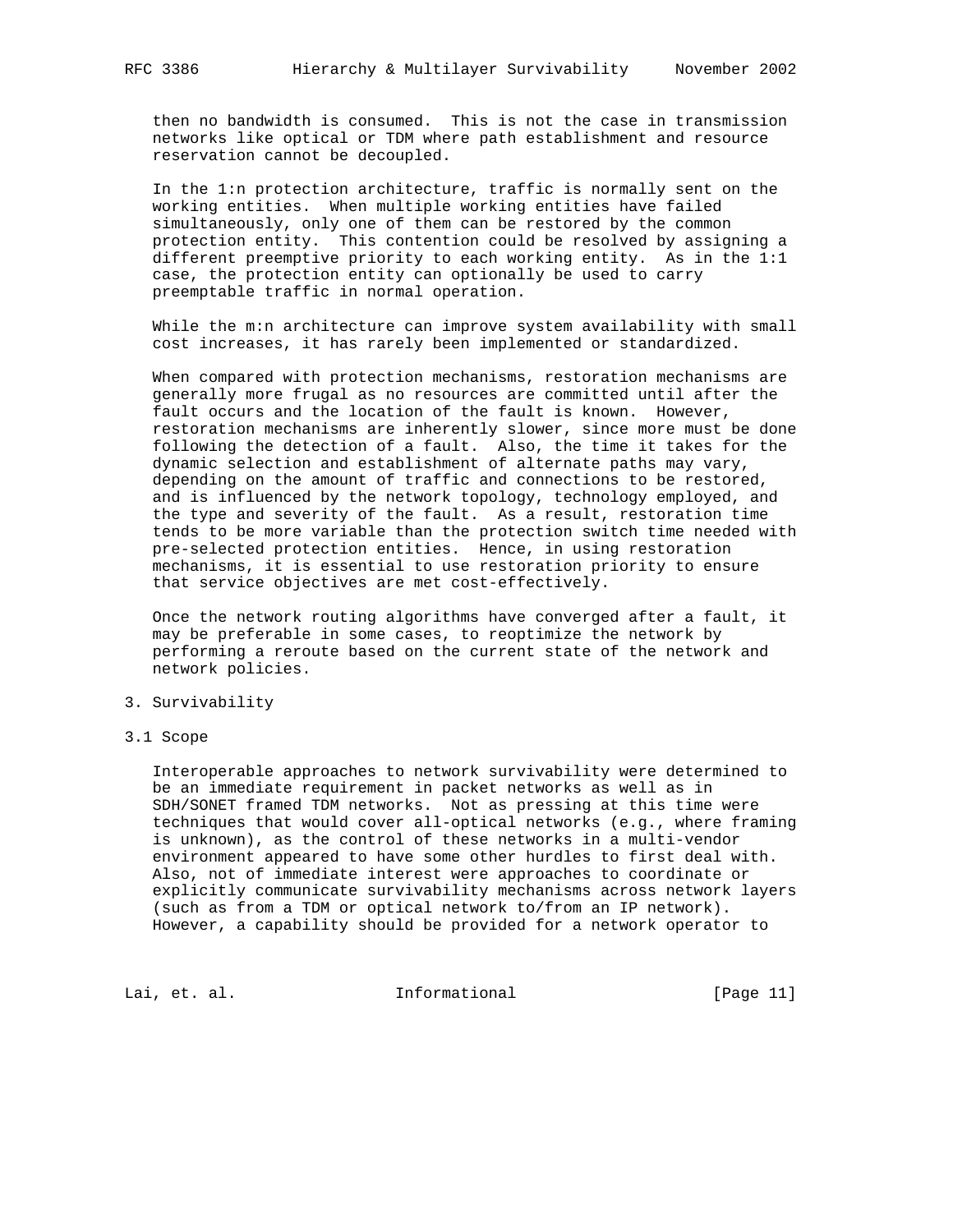then no bandwidth is consumed. This is not the case in transmission networks like optical or TDM where path establishment and resource reservation cannot be decoupled.

In the 1:n protection architecture, traffic is normally sent on the working entities. When multiple working entities have failed simultaneously, only one of them can be restored by the common protection entity. This contention could be resolved by assigning a different preemptive priority to each working entity. As in the 1:1 case, the protection entity can optionally be used to carry preemptable traffic in normal operation.

While the m:n architecture can improve system availability with small cost increases, it has rarely been implemented or standardized.

When compared with protection mechanisms, restoration mechanisms are generally more frugal as no resources are committed until after the fault occurs and the location of the fault is known. However, restoration mechanisms are inherently slower, since more must be done following the detection of a fault. Also, the time it takes for the dynamic selection and establishment of alternate paths may vary, depending on the amount of traffic and connections to be restored, and is influenced by the network topology, technology employed, and the type and severity of the fault. As a result, restoration time tends to be more variable than the protection switch time needed with pre-selected protection entities. Hence, in using restoration mechanisms, it is essential to use restoration priority to ensure that service objectives are met cost-effectively.

Once the network routing algorithms have converged after a fault, it may be preferable in some cases, to reoptimize the network by performing a reroute based on the current state of the network and network policies.

# 3. Survivability

## 3.1 Scope

Interoperable approaches to network survivability were determined to be an immediate requirement in packet networks as well as in SDH/SONET framed TDM networks. Not as pressing at this time were techniques that would cover all-optical networks (e.g., where framing is unknown), as the control of these networks in a multi-vendor environment appeared to have some other hurdles to first deal with. Also, not of immediate interest were approaches to coordinate or explicitly communicate survivability mechanisms across network layers (such as from a TDM or optical network to/from an IP network). However, a capability should be provided for a network operator to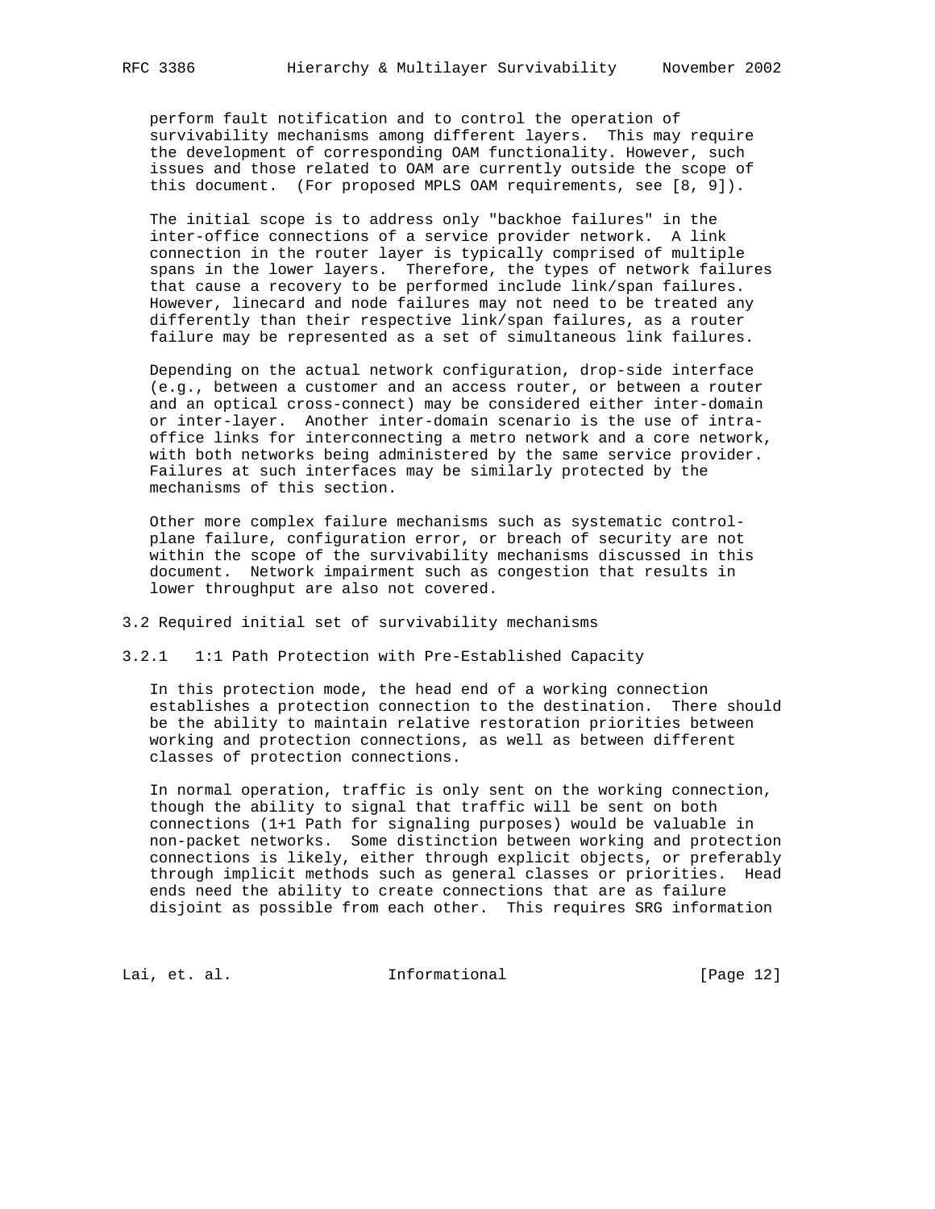perform fault notification and to control the operation of survivability mechanisms among different layers. This may require the development of corresponding OAM functionality. However, such issues and those related to OAM are currently outside the scope of this document. (For proposed MPLS OAM requirements, see [8, 9]).

The initial scope is to address only "backhoe failures" in the inter-office connections of a service provider network. A link connection in the router layer is typically comprised of multiple spans in the lower layers. Therefore, the types of network failures that cause a recovery to be performed include link/span failures. However, linecard and node failures may not need to be treated any differently than their respective link/span failures, as a router failure may be represented as a set of simultaneous link failures.

Depending on the actual network configuration, drop-side interface (e.g., between a customer and an access router, or between a router and an optical cross-connect) may be considered either inter-domain or inter-layer. Another inter-domain scenario is the use of intra-office links for interconnecting a metro network and a core network, with both networks being administered by the same service provider. Failures at such interfaces may be similarly protected by the mechanisms of this section.

Other more complex failure mechanisms such as systematic control-plane failure, configuration error, or breach of security are not within the scope of the survivability mechanisms discussed in this document. Network impairment such as congestion that results in lower throughput are also not covered.

## 3.2 Required initial set of survivability mechanisms

### 3.2.1 1:1 Path Protection with Pre-Established Capacity

In this protection mode, the head end of a working connection establishes a protection connection to the destination. There should be the ability to maintain relative restoration priorities between working and protection connections, as well as between different classes of protection connections.

In normal operation, traffic is only sent on the working connection, though the ability to signal that traffic will be sent on both connections (1+1 Path for signaling purposes) would be valuable in non-packet networks. Some distinction between working and protection connections is likely, either through explicit objects, or preferably through implicit methods such as general classes or priorities. Head ends need the ability to create connections that are as failure disjoint as possible from each other. This requires SRG information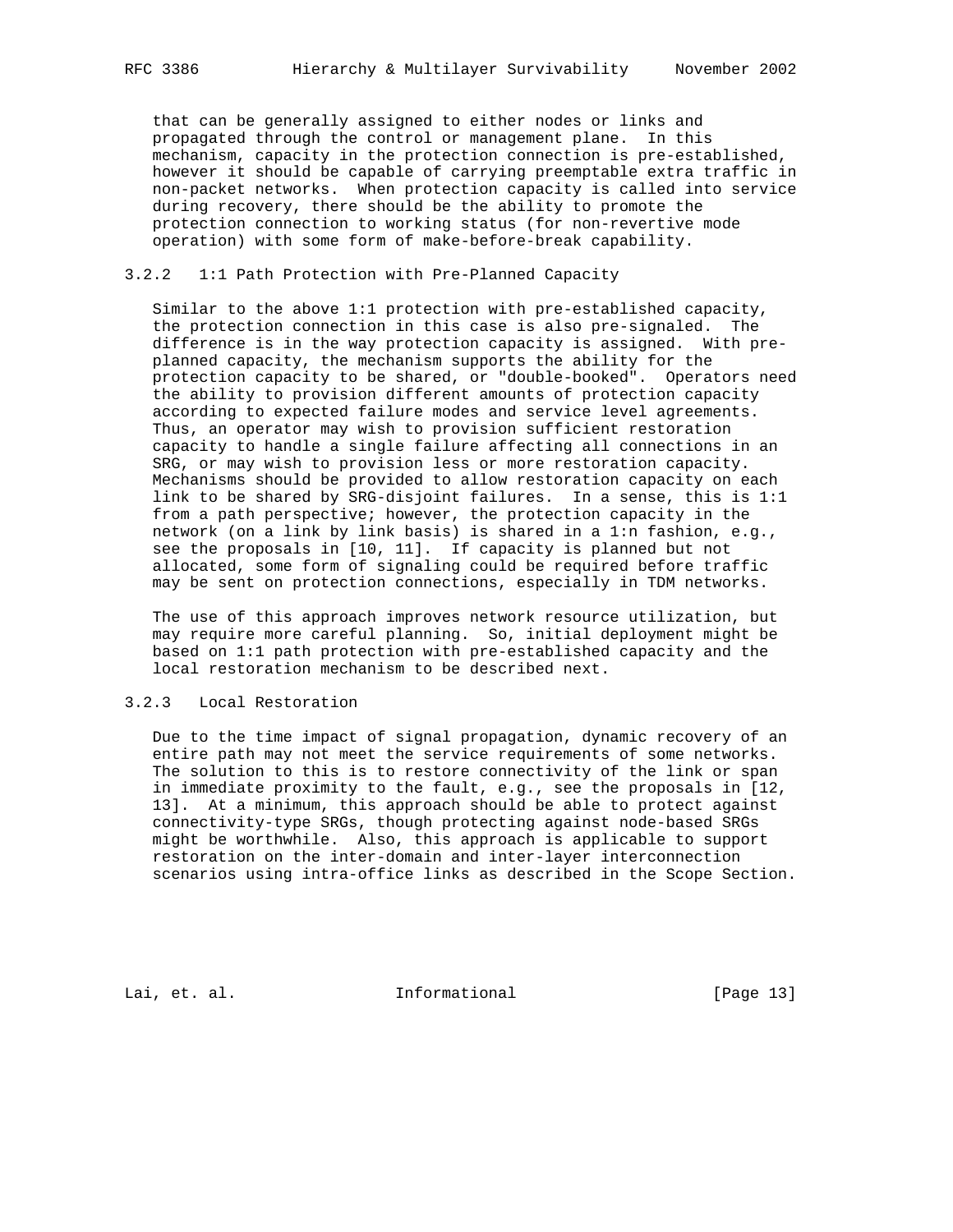that can be generally assigned to either nodes or links and propagated through the control or management plane. In this mechanism, capacity in the protection connection is pre-established, however it should be capable of carrying preemptable extra traffic in non-packet networks. When protection capacity is called into service during recovery, there should be the ability to promote the protection connection to working status (for non-revertive mode operation) with some form of make-before-break capability.

### 3.2.2 1:1 Path Protection with Pre-Planned Capacity

Similar to the above 1:1 protection with pre-established capacity, the protection connection in this case is also pre-signaled. The difference is in the way protection capacity is assigned. With pre-planned capacity, the mechanism supports the ability for the protection capacity to be shared, or "double-booked". Operators need the ability to provision different amounts of protection capacity according to expected failure modes and service level agreements. Thus, an operator may wish to provision sufficient restoration capacity to handle a single failure affecting all connections in an SRG, or may wish to provision less or more restoration capacity. Mechanisms should be provided to allow restoration capacity on each link to be shared by SRG-disjoint failures. In a sense, this is 1:1 from a path perspective; however, the protection capacity in the network (on a link by link basis) is shared in a 1:n fashion, e.g., see the proposals in [10, 11]. If capacity is planned but not allocated, some form of signaling could be required before traffic may be sent on protection connections, especially in TDM networks.

The use of this approach improves network resource utilization, but may require more careful planning. So, initial deployment might be based on 1:1 path protection with pre-established capacity and the local restoration mechanism to be described next.

### 3.2.3 Local Restoration

Due to the time impact of signal propagation, dynamic recovery of an entire path may not meet the service requirements of some networks. The solution to this is to restore connectivity of the link or span in immediate proximity to the fault, e.g., see the proposals in [12, 13]. At a minimum, this approach should be able to protect against connectivity-type SRGs, though protecting against node-based SRGs might be worthwhile. Also, this approach is applicable to support restoration on the inter-domain and inter-layer interconnection scenarios using intra-office links as described in the Scope Section.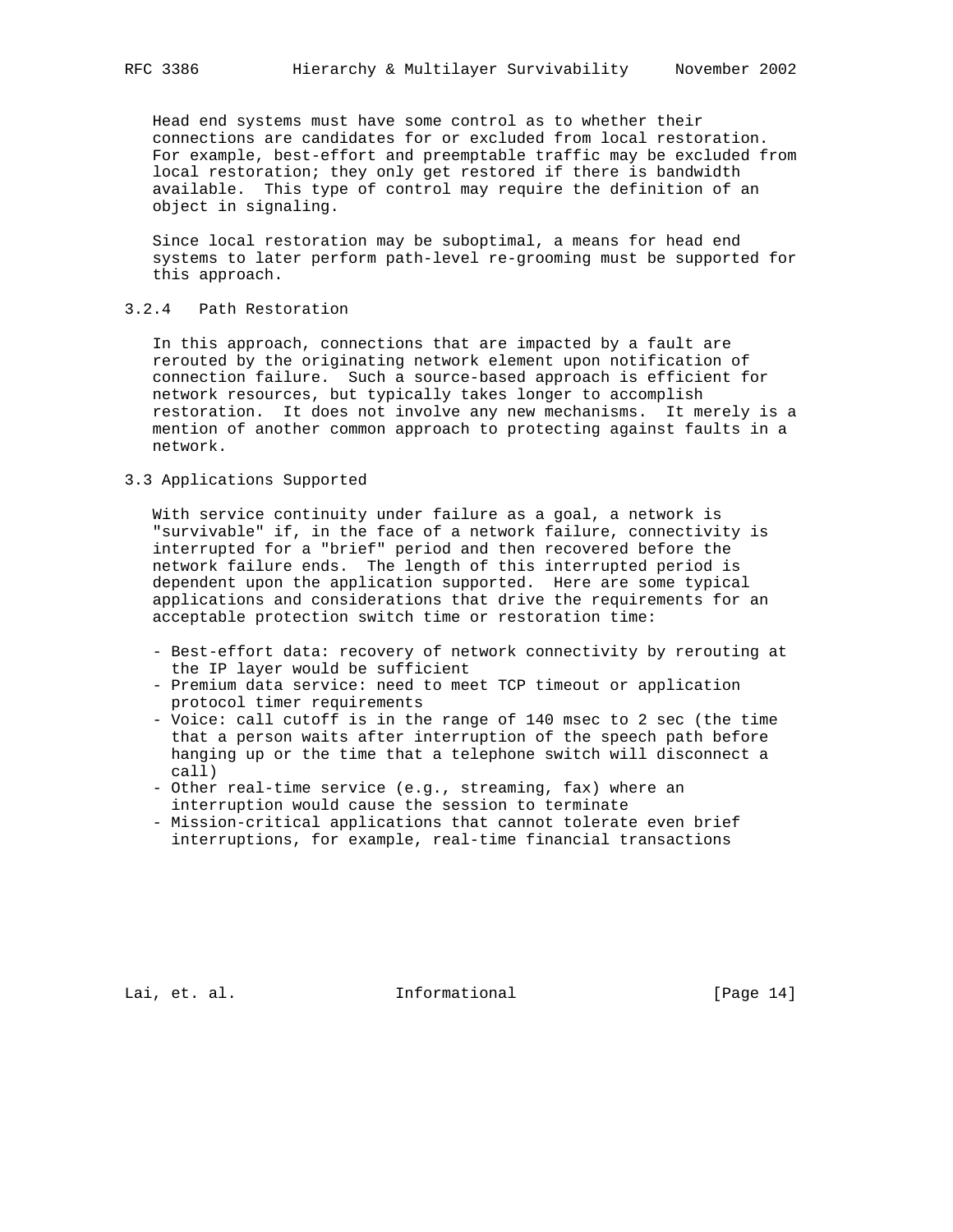Head end systems must have some control as to whether their connections are candidates for or excluded from local restoration. For example, best-effort and preemptable traffic may be excluded from local restoration; they only get restored if there is bandwidth available. This type of control may require the definition of an object in signaling.

Since local restoration may be suboptimal, a means for head end systems to later perform path-level re-grooming must be supported for this approach.

### 3.2.4 Path Restoration

In this approach, connections that are impacted by a fault are rerouted by the originating network element upon notification of connection failure. Such a source-based approach is efficient for network resources, but typically takes longer to accomplish restoration. It does not involve any new mechanisms. It merely is a mention of another common approach to protecting against faults in a network.

## 3.3 Applications Supported

With service continuity under failure as a goal, a network is "survivable" if, in the face of a network failure, connectivity is interrupted for a "brief" period and then recovered before the network failure ends. The length of this interrupted period is dependent upon the application supported. Here are some typical applications and considerations that drive the requirements for an acceptable protection switch time or restoration time:

- Best-effort data: recovery of network connectivity by rerouting at the IP layer would be sufficient
- Premium data service: need to meet TCP timeout or application protocol timer requirements
- Voice: call cutoff is in the range of 140 msec to 2 sec (the time that a person waits after interruption of the speech path before hanging up or the time that a telephone switch will disconnect a call)
- Other real-time service (e.g., streaming, fax) where an interruption would cause the session to terminate
- Mission-critical applications that cannot tolerate even brief interruptions, for example, real-time financial transactions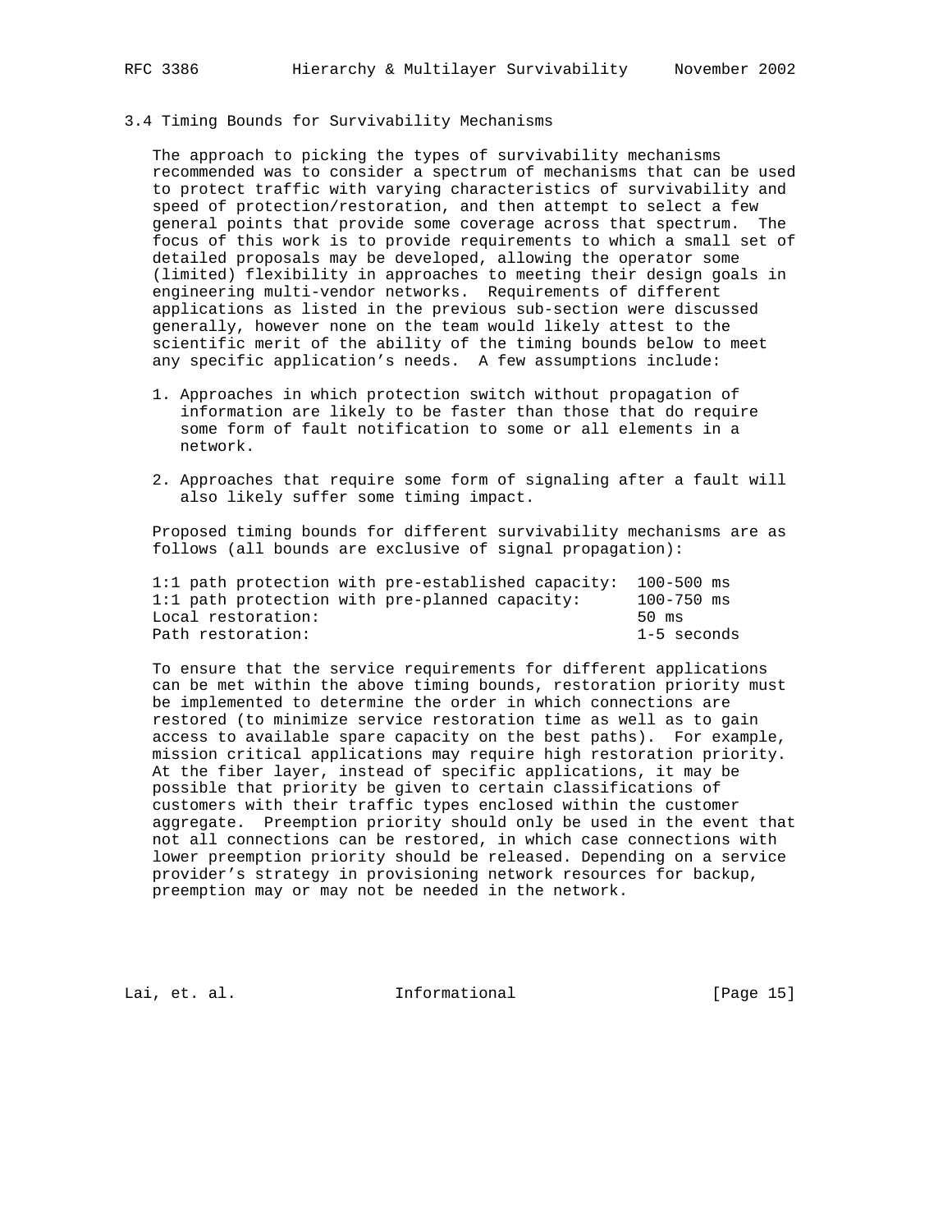### 3.4 Timing Bounds for Survivability Mechanisms

The approach to picking the types of survivability mechanisms recommended was to consider a spectrum of mechanisms that can be used to protect traffic with varying characteristics of survivability and speed of protection/restoration, and then attempt to select a few general points that provide some coverage across that spectrum. The focus of this work is to provide requirements to which a small set of detailed proposals may be developed, allowing the operator some (limited) flexibility in approaches to meeting their design goals in engineering multi-vendor networks. Requirements of different applications as listed in the previous sub-section were discussed generally, however none on the team would likely attest to the scientific merit of the ability of the timing bounds below to meet any specific application’s needs. A few assumptions include:

1. Approaches in which protection switch without propagation of information are likely to be faster than those that do require some form of fault notification to some or all elements in a network.

2. Approaches that require some form of signaling after a fault will also likely suffer some timing impact.

Proposed timing bounds for different survivability mechanisms are as follows (all bounds are exclusive of signal propagation):

```
1:1 path protection with pre-established capacity:  100-500 ms
1:1 path protection with pre-planned capacity:      100-750 ms
Local restoration:                                  50 ms
Path restoration:                                   1-5 seconds
```

To ensure that the service requirements for different applications can be met within the above timing bounds, restoration priority must be implemented to determine the order in which connections are restored (to minimize service restoration time as well as to gain access to available spare capacity on the best paths). For example, mission critical applications may require high restoration priority. At the fiber layer, instead of specific applications, it may be possible that priority be given to certain classifications of customers with their traffic types enclosed within the customer aggregate. Preemption priority should only be used in the event that not all connections can be restored, in which case connections with lower preemption priority should be released. Depending on a service provider’s strategy in provisioning network resources for backup, preemption may or may not be needed in the network.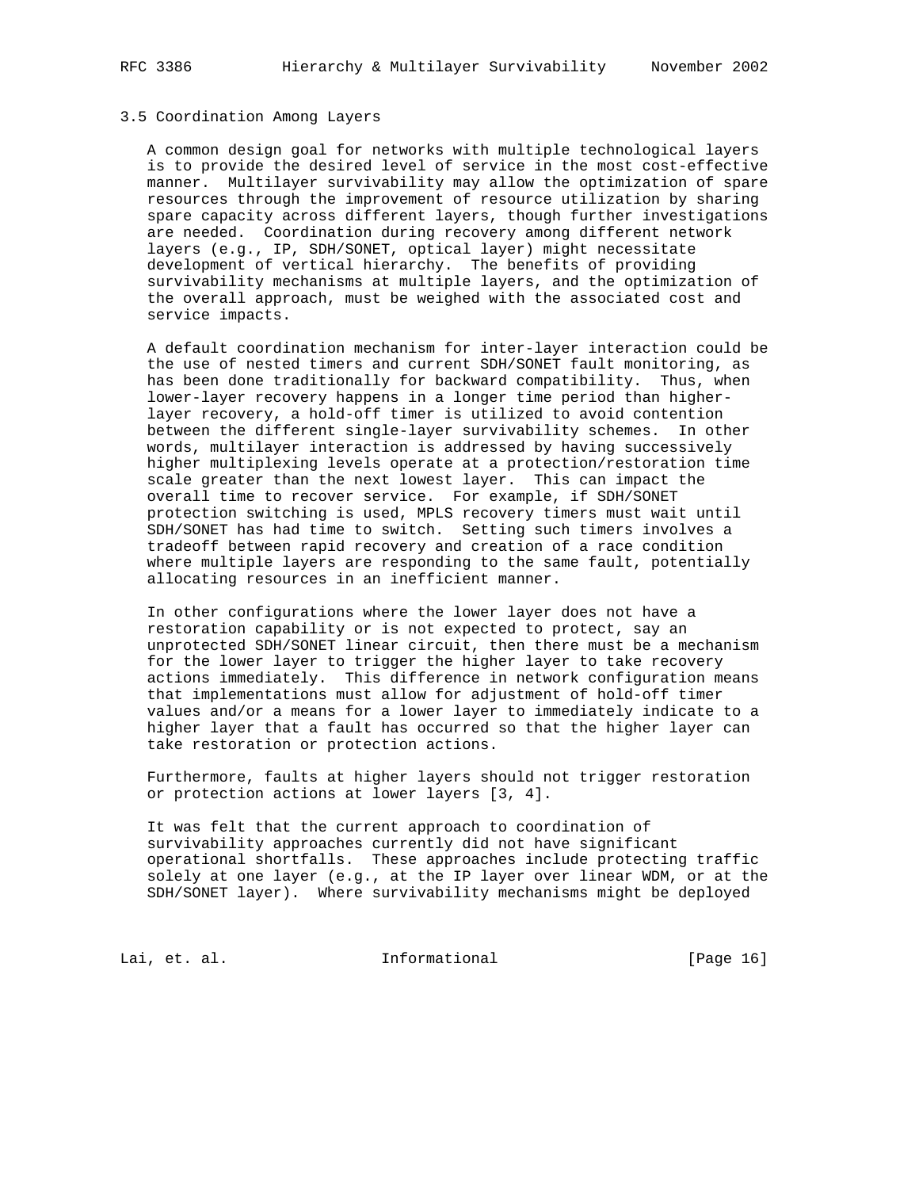### 3.5 Coordination Among Layers

A common design goal for networks with multiple technological layers is to provide the desired level of service in the most cost-effective manner. Multilayer survivability may allow the optimization of spare resources through the improvement of resource utilization by sharing spare capacity across different layers, though further investigations are needed. Coordination during recovery among different network layers (e.g., IP, SDH/SONET, optical layer) might necessitate development of vertical hierarchy. The benefits of providing survivability mechanisms at multiple layers, and the optimization of the overall approach, must be weighed with the associated cost and service impacts.

A default coordination mechanism for inter-layer interaction could be the use of nested timers and current SDH/SONET fault monitoring, as has been done traditionally for backward compatibility. Thus, when lower-layer recovery happens in a longer time period than higher-layer recovery, a hold-off timer is utilized to avoid contention between the different single-layer survivability schemes. In other words, multilayer interaction is addressed by having successively higher multiplexing levels operate at a protection/restoration time scale greater than the next lowest layer. This can impact the overall time to recover service. For example, if SDH/SONET protection switching is used, MPLS recovery timers must wait until SDH/SONET has had time to switch. Setting such timers involves a tradeoff between rapid recovery and creation of a race condition where multiple layers are responding to the same fault, potentially allocating resources in an inefficient manner.

In other configurations where the lower layer does not have a restoration capability or is not expected to protect, say an unprotected SDH/SONET linear circuit, then there must be a mechanism for the lower layer to trigger the higher layer to take recovery actions immediately. This difference in network configuration means that implementations must allow for adjustment of hold-off timer values and/or a means for a lower layer to immediately indicate to a higher layer that a fault has occurred so that the higher layer can take restoration or protection actions.

Furthermore, faults at higher layers should not trigger restoration or protection actions at lower layers [3, 4].

It was felt that the current approach to coordination of survivability approaches currently did not have significant operational shortfalls. These approaches include protecting traffic solely at one layer (e.g., at the IP layer over linear WDM, or at the SDH/SONET layer). Where survivability mechanisms might be deployed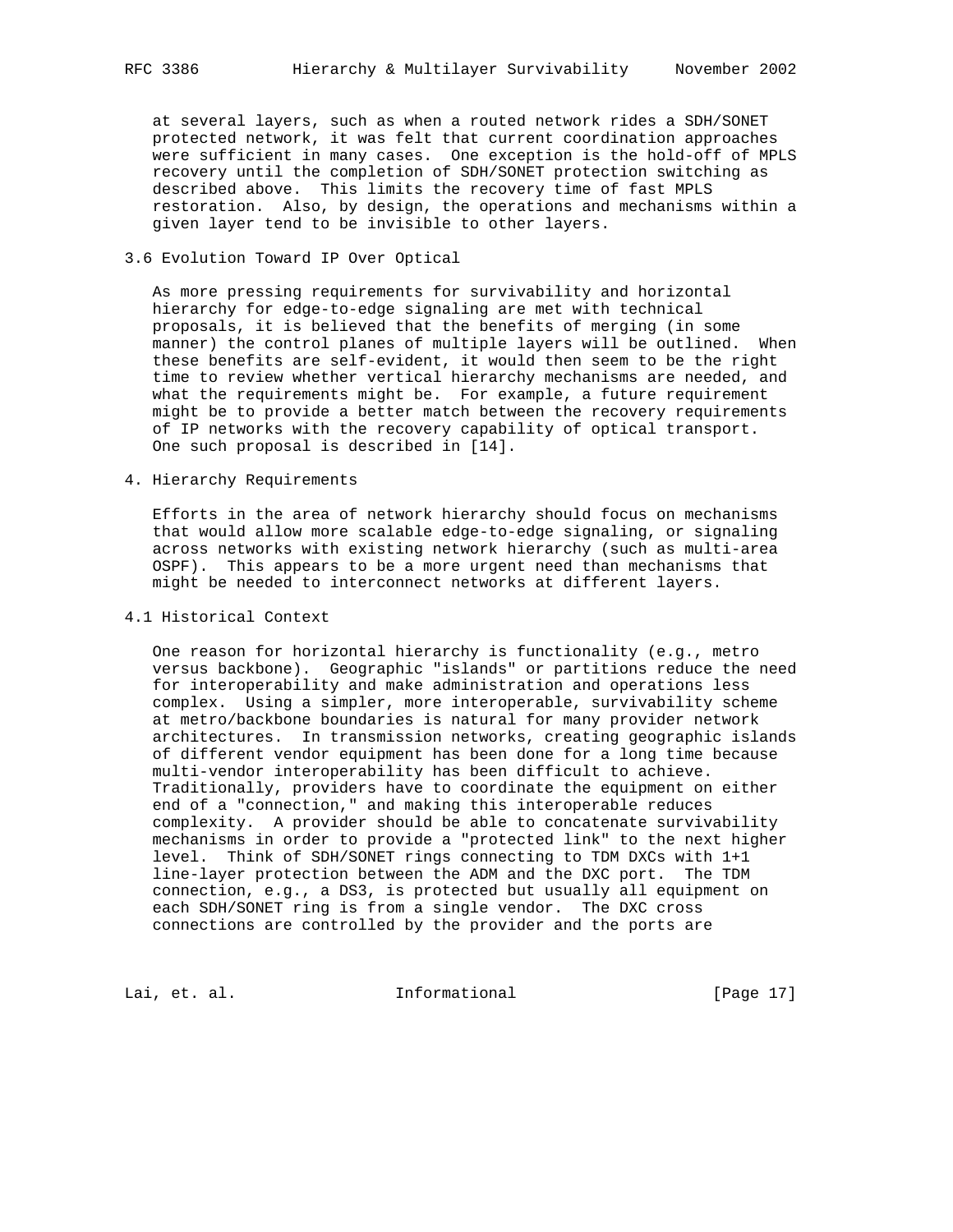at several layers, such as when a routed network rides a SDH/SONET protected network, it was felt that current coordination approaches were sufficient in many cases. One exception is the hold-off of MPLS recovery until the completion of SDH/SONET protection switching as described above. This limits the recovery time of fast MPLS restoration. Also, by design, the operations and mechanisms within a given layer tend to be invisible to other layers.

### 3.6 Evolution Toward IP Over Optical

As more pressing requirements for survivability and horizontal hierarchy for edge-to-edge signaling are met with technical proposals, it is believed that the benefits of merging (in some manner) the control planes of multiple layers will be outlined. When these benefits are self-evident, it would then seem to be the right time to review whether vertical hierarchy mechanisms are needed, and what the requirements might be. For example, a future requirement might be to provide a better match between the recovery requirements of IP networks with the recovery capability of optical transport. One such proposal is described in [14].

## 4. Hierarchy Requirements

Efforts in the area of network hierarchy should focus on mechanisms that would allow more scalable edge-to-edge signaling, or signaling across networks with existing network hierarchy (such as multi-area OSPF). This appears to be a more urgent need than mechanisms that might be needed to interconnect networks at different layers.

### 4.1 Historical Context

One reason for horizontal hierarchy is functionality (e.g., metro versus backbone). Geographic "islands" or partitions reduce the need for interoperability and make administration and operations less complex. Using a simpler, more interoperable, survivability scheme at metro/backbone boundaries is natural for many provider network architectures. In transmission networks, creating geographic islands of different vendor equipment has been done for a long time because multi-vendor interoperability has been difficult to achieve. Traditionally, providers have to coordinate the equipment on either end of a "connection," and making this interoperable reduces complexity. A provider should be able to concatenate survivability mechanisms in order to provide a "protected link" to the next higher level. Think of SDH/SONET rings connecting to TDM DXCs with 1+1 line-layer protection between the ADM and the DXC port. The TDM connection, e.g., a DS3, is protected but usually all equipment on each SDH/SONET ring is from a single vendor. The DXC cross connections are controlled by the provider and the ports are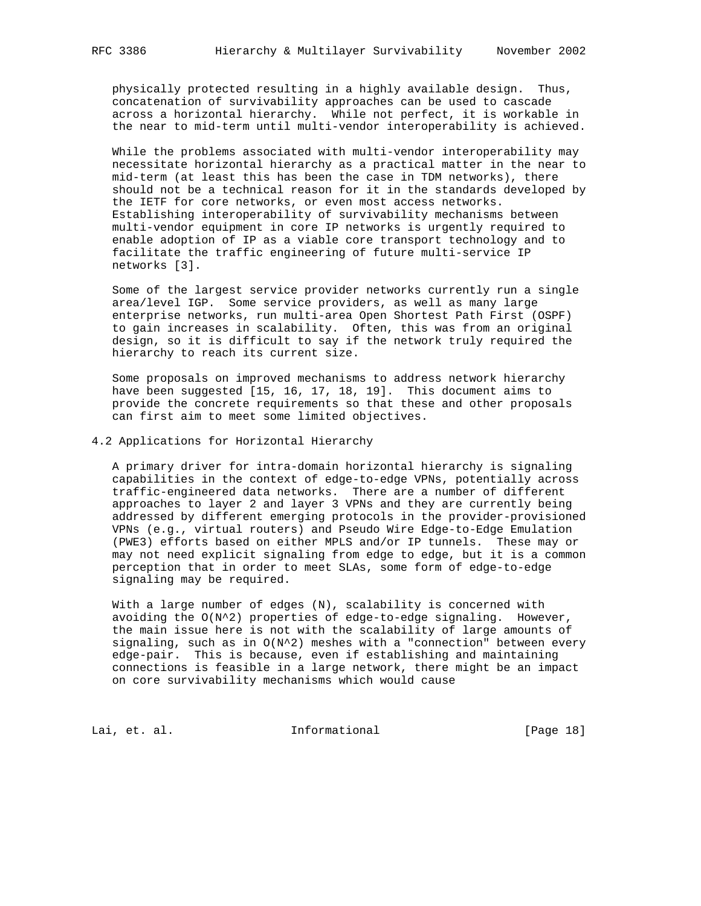physically protected resulting in a highly available design. Thus, concatenation of survivability approaches can be used to cascade across a horizontal hierarchy. While not perfect, it is workable in the near to mid-term until multi-vendor interoperability is achieved.

While the problems associated with multi-vendor interoperability may necessitate horizontal hierarchy as a practical matter in the near to mid-term (at least this has been the case in TDM networks), there should not be a technical reason for it in the standards developed by the IETF for core networks, or even most access networks. Establishing interoperability of survivability mechanisms between multi-vendor equipment in core IP networks is urgently required to enable adoption of IP as a viable core transport technology and to facilitate the traffic engineering of future multi-service IP networks [3].

Some of the largest service provider networks currently run a single area/level IGP. Some service providers, as well as many large enterprise networks, run multi-area Open Shortest Path First (OSPF) to gain increases in scalability. Often, this was from an original design, so it is difficult to say if the network truly required the hierarchy to reach its current size.

Some proposals on improved mechanisms to address network hierarchy have been suggested [15, 16, 17, 18, 19]. This document aims to provide the concrete requirements so that these and other proposals can first aim to meet some limited objectives.

## 4.2 Applications for Horizontal Hierarchy

A primary driver for intra-domain horizontal hierarchy is signaling capabilities in the context of edge-to-edge VPNs, potentially across traffic-engineered data networks. There are a number of different approaches to layer 2 and layer 3 VPNs and they are currently being addressed by different emerging protocols in the provider-provisioned VPNs (e.g., virtual routers) and Pseudo Wire Edge-to-Edge Emulation (PWE3) efforts based on either MPLS and/or IP tunnels. These may or may not need explicit signaling from edge to edge, but it is a common perception that in order to meet SLAs, some form of edge-to-edge signaling may be required.

With a large number of edges (N), scalability is concerned with avoiding the O(N^2) properties of edge-to-edge signaling. However, the main issue here is not with the scalability of large amounts of signaling, such as in O(N^2) meshes with a "connection" between every edge-pair. This is because, even if establishing and maintaining connections is feasible in a large network, there might be an impact on core survivability mechanisms which would cause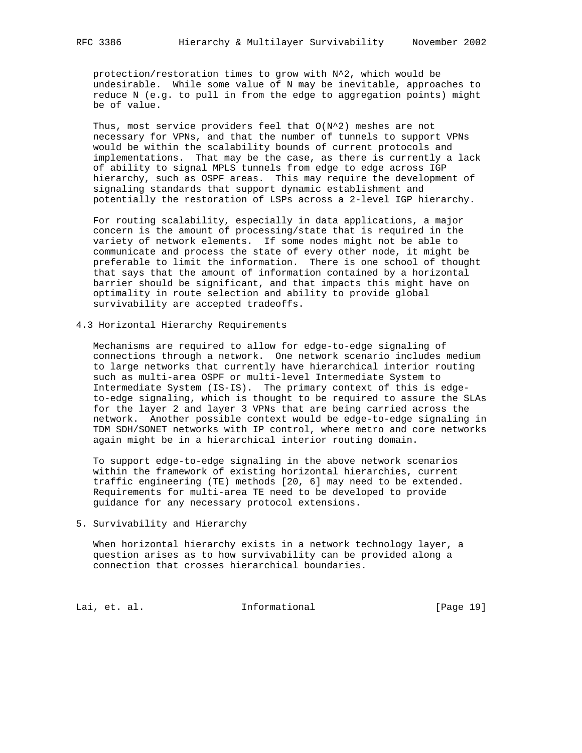protection/restoration times to grow with $N^2$, which would be undesirable. While some value of N may be inevitable, approaches to reduce N (e.g. to pull in from the edge to aggregation points) might be of value.

Thus, most service providers feel that $O(N^2)$ meshes are not necessary for VPNs, and that the number of tunnels to support VPNs would be within the scalability bounds of current protocols and implementations. That may be the case, as there is currently a lack of ability to signal MPLS tunnels from edge to edge across IGP hierarchy, such as OSPF areas. This may require the development of signaling standards that support dynamic establishment and potentially the restoration of LSPs across a 2-level IGP hierarchy.

For routing scalability, especially in data applications, a major concern is the amount of processing/state that is required in the variety of network elements. If some nodes might not be able to communicate and process the state of every other node, it might be preferable to limit the information. There is one school of thought that says that the amount of information contained by a horizontal barrier should be significant, and that impacts this might have on optimality in route selection and ability to provide global survivability are accepted tradeoffs.

### 4.3 Horizontal Hierarchy Requirements

Mechanisms are required to allow for edge-to-edge signaling of connections through a network. One network scenario includes medium to large networks that currently have hierarchical interior routing such as multi-area OSPF or multi-level Intermediate System to Intermediate System (IS-IS). The primary context of this is edge-to-edge signaling, which is thought to be required to assure the SLAs for the layer 2 and layer 3 VPNs that are being carried across the network. Another possible context would be edge-to-edge signaling in TDM SDH/SONET networks with IP control, where metro and core networks again might be in a hierarchical interior routing domain.

To support edge-to-edge signaling in the above network scenarios within the framework of existing horizontal hierarchies, current traffic engineering (TE) methods [20, 6] may need to be extended. Requirements for multi-area TE need to be developed to provide guidance for any necessary protocol extensions.

## 5. Survivability and Hierarchy

When horizontal hierarchy exists in a network technology layer, a question arises as to how survivability can be provided along a connection that crosses hierarchical boundaries.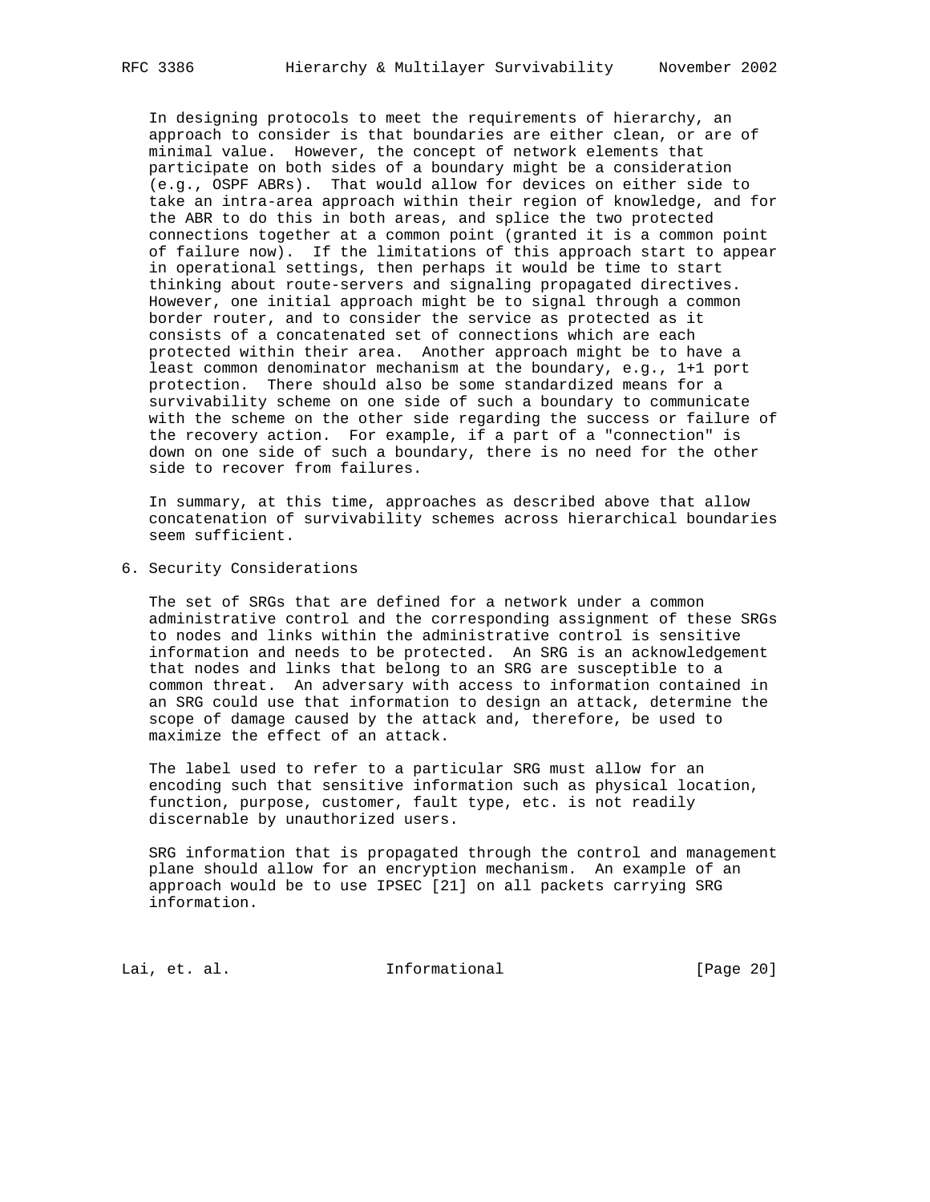In designing protocols to meet the requirements of hierarchy, an approach to consider is that boundaries are either clean, or are of minimal value. However, the concept of network elements that participate on both sides of a boundary might be a consideration (e.g., OSPF ABRs). That would allow for devices on either side to take an intra-area approach within their region of knowledge, and for the ABR to do this in both areas, and splice the two protected connections together at a common point (granted it is a common point of failure now). If the limitations of this approach start to appear in operational settings, then perhaps it would be time to start thinking about route-servers and signaling propagated directives. However, one initial approach might be to signal through a common border router, and to consider the service as protected as it consists of a concatenated set of connections which are each protected within their area. Another approach might be to have a least common denominator mechanism at the boundary, e.g., 1+1 port protection. There should also be some standardized means for a survivability scheme on one side of such a boundary to communicate with the scheme on the other side regarding the success or failure of the recovery action. For example, if a part of a "connection" is down on one side of such a boundary, there is no need for the other side to recover from failures.

In summary, at this time, approaches as described above that allow concatenation of survivability schemes across hierarchical boundaries seem sufficient.

## 6. Security Considerations

The set of SRGs that are defined for a network under a common administrative control and the corresponding assignment of these SRGs to nodes and links within the administrative control is sensitive information and needs to be protected. An SRG is an acknowledgement that nodes and links that belong to an SRG are susceptible to a common threat. An adversary with access to information contained in an SRG could use that information to design an attack, determine the scope of damage caused by the attack and, therefore, be used to maximize the effect of an attack.

The label used to refer to a particular SRG must allow for an encoding such that sensitive information such as physical location, function, purpose, customer, fault type, etc. is not readily discernable by unauthorized users.

SRG information that is propagated through the control and management plane should allow for an encryption mechanism. An example of an approach would be to use IPSEC [21] on all packets carrying SRG information.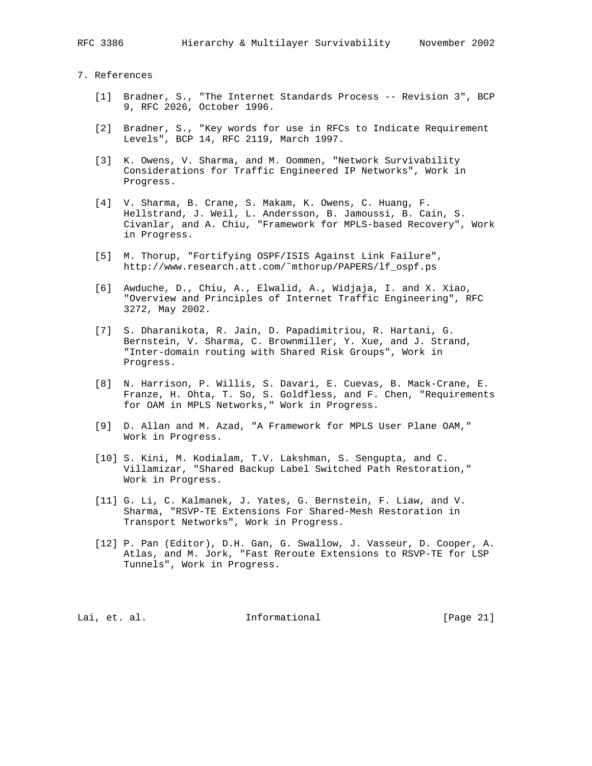## 7. References

[1] Bradner, S., "The Internet Standards Process -- Revision 3", BCP 9, RFC 2026, October 1996.

[2] Bradner, S., "Key words for use in RFCs to Indicate Requirement Levels", BCP 14, RFC 2119, March 1997.

[3] K. Owens, V. Sharma, and M. Oommen, "Network Survivability Considerations for Traffic Engineered IP Networks", Work in Progress.

[4] V. Sharma, B. Crane, S. Makam, K. Owens, C. Huang, F. Hellstrand, J. Weil, L. Andersson, B. Jamoussi, B. Cain, S. Civanlar, and A. Chiu, "Framework for MPLS-based Recovery", Work in Progress.

[5] M. Thorup, "Fortifying OSPF/ISIS Against Link Failure", http://www.research.att.com/~mthorup/PAPERS/lf_ospf.ps

[6] Awduche, D., Chiu, A., Elwalid, A., Widjaja, I. and X. Xiao, "Overview and Principles of Internet Traffic Engineering", RFC 3272, May 2002.

[7] S. Dharanikota, R. Jain, D. Papadimitriou, R. Hartani, G. Bernstein, V. Sharma, C. Brownmiller, Y. Xue, and J. Strand, "Inter-domain routing with Shared Risk Groups", Work in Progress.

[8] N. Harrison, P. Willis, S. Davari, E. Cuevas, B. Mack-Crane, E. Franze, H. Ohta, T. So, S. Goldfless, and F. Chen, "Requirements for OAM in MPLS Networks," Work in Progress.

[9] D. Allan and M. Azad, "A Framework for MPLS User Plane OAM," Work in Progress.

[10] S. Kini, M. Kodialam, T.V. Lakshman, S. Sengupta, and C. Villamizar, "Shared Backup Label Switched Path Restoration," Work in Progress.

[11] G. Li, C. Kalmanek, J. Yates, G. Bernstein, F. Liaw, and V. Sharma, "RSVP-TE Extensions For Shared-Mesh Restoration in Transport Networks", Work in Progress.

[12] P. Pan (Editor), D.H. Gan, G. Swallow, J. Vasseur, D. Cooper, A. Atlas, and M. Jork, "Fast Reroute Extensions to RSVP-TE for LSP Tunnels", Work in Progress.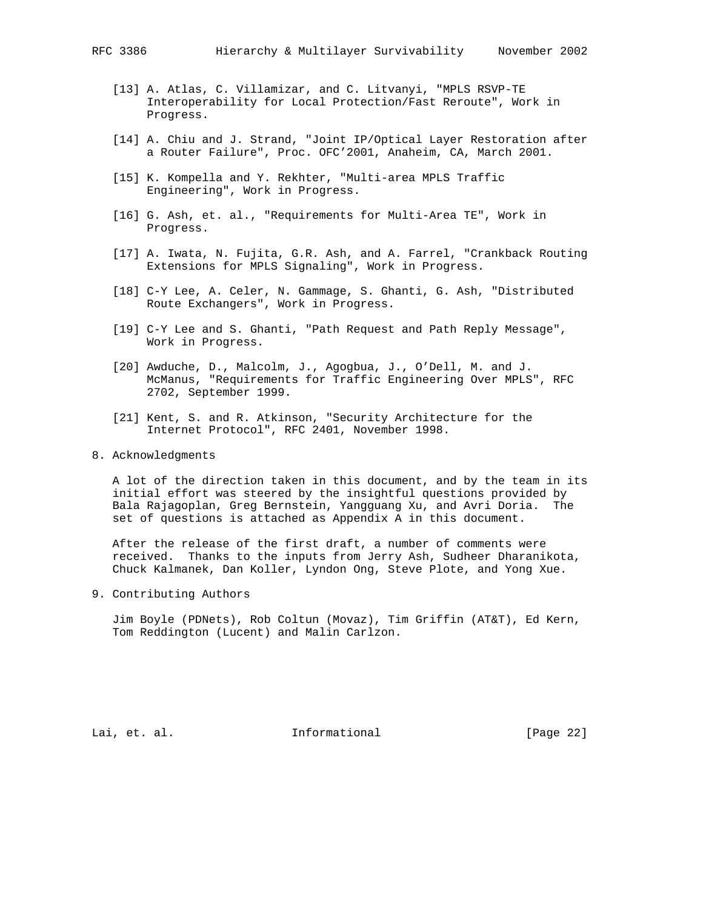[13] A. Atlas, C. Villamizar, and C. Litvanyi, "MPLS RSVP-TE Interoperability for Local Protection/Fast Reroute", Work in Progress.

[14] A. Chiu and J. Strand, "Joint IP/Optical Layer Restoration after a Router Failure", Proc. OFC'2001, Anaheim, CA, March 2001.

[15] K. Kompella and Y. Rekhter, "Multi-area MPLS Traffic Engineering", Work in Progress.

[16] G. Ash, et. al., "Requirements for Multi-Area TE", Work in Progress.

[17] A. Iwata, N. Fujita, G.R. Ash, and A. Farrel, "Crankback Routing Extensions for MPLS Signaling", Work in Progress.

[18] C-Y Lee, A. Celer, N. Gammage, S. Ghanti, G. Ash, "Distributed Route Exchangers", Work in Progress.

[19] C-Y Lee and S. Ghanti, "Path Request and Path Reply Message", Work in Progress.

[20] Awduche, D., Malcolm, J., Agogbua, J., O'Dell, M. and J. McManus, "Requirements for Traffic Engineering Over MPLS", RFC 2702, September 1999.

[21] Kent, S. and R. Atkinson, "Security Architecture for the Internet Protocol", RFC 2401, November 1998.

## 8. Acknowledgments

A lot of the direction taken in this document, and by the team in its initial effort was steered by the insightful questions provided by Bala Rajagoplan, Greg Bernstein, Yangguang Xu, and Avri Doria. The set of questions is attached as Appendix A in this document.

After the release of the first draft, a number of comments were received. Thanks to the inputs from Jerry Ash, Sudheer Dharanikota, Chuck Kalmanek, Dan Koller, Lyndon Ong, Steve Plote, and Yong Xue.

## 9. Contributing Authors

Jim Boyle (PDNets), Rob Coltun (Movaz), Tim Griffin (AT&T), Ed Kern, Tom Reddington (Lucent) and Malin Carlzon.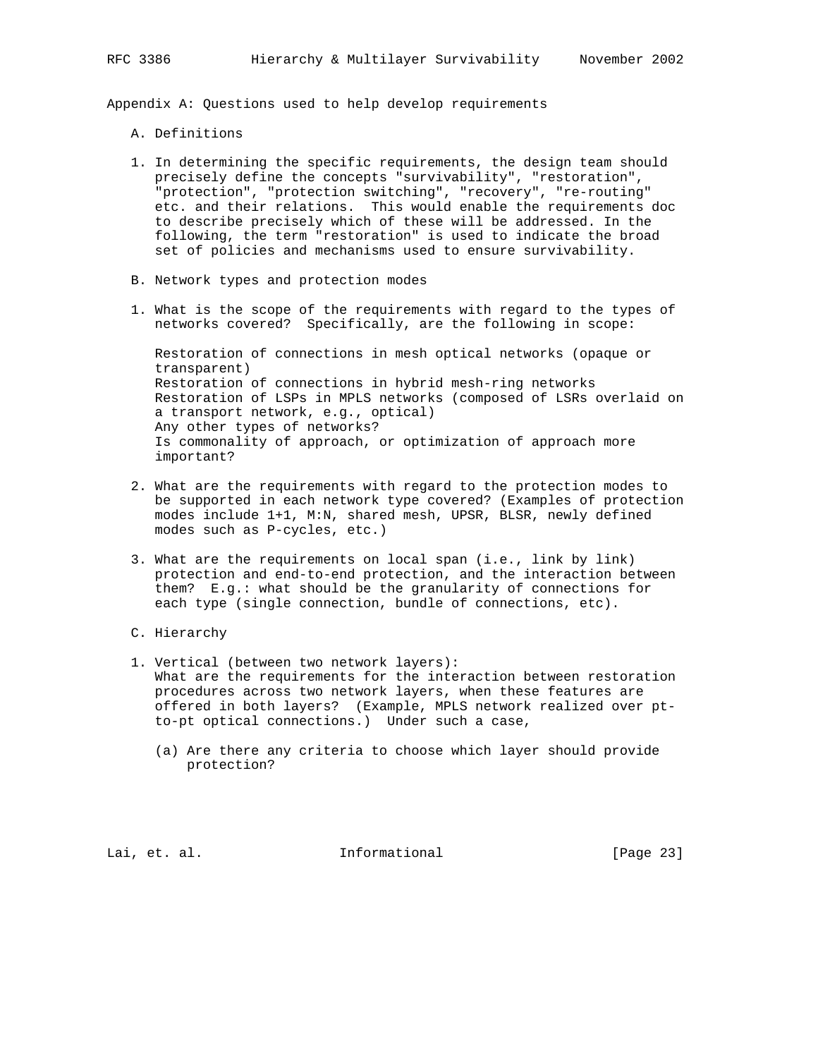## Appendix A: Questions used to help develop requirements

### A. Definitions

1. In determining the specific requirements, the design team should precisely define the concepts "survivability", "restoration", "protection", "protection switching", "recovery", "re-routing" etc. and their relations. This would enable the requirements doc to describe precisely which of these will be addressed. In the following, the term "restoration" is used to indicate the broad set of policies and mechanisms used to ensure survivability.

### B. Network types and protection modes

1. What is the scope of the requirements with regard to the types of networks covered? Specifically, are the following in scope:

   Restoration of connections in mesh optical networks (opaque or transparent)
   Restoration of connections in hybrid mesh-ring networks
   Restoration of LSPs in MPLS networks (composed of LSRs overlaid on a transport network, e.g., optical)
   Any other types of networks?
   Is commonality of approach, or optimization of approach more important?

2. What are the requirements with regard to the protection modes to be supported in each network type covered? (Examples of protection modes include 1+1, M:N, shared mesh, UPSR, BLSR, newly defined modes such as P-cycles, etc.)

3. What are the requirements on local span (i.e., link by link) protection and end-to-end protection, and the interaction between them? E.g.: what should be the granularity of connections for each type (single connection, bundle of connections, etc).

### C. Hierarchy

1. Vertical (between two network layers):
   What are the requirements for the interaction between restoration procedures across two network layers, when these features are offered in both layers? (Example, MPLS network realized over pt-to-pt optical connections.) Under such a case,

   (a) Are there any criteria to choose which layer should provide protection?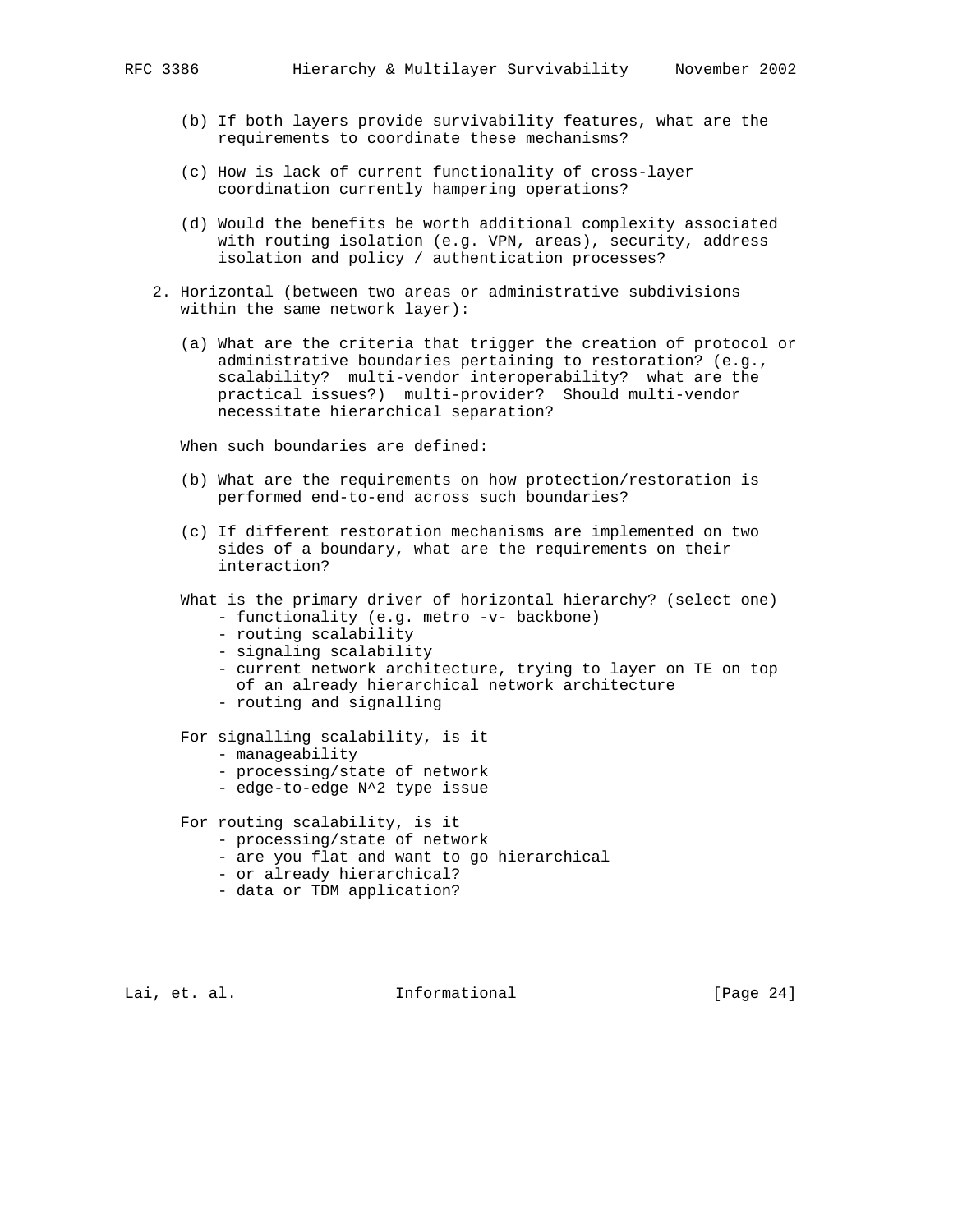(b) If both layers provide survivability features, what are the requirements to coordinate these mechanisms?

(c) How is lack of current functionality of cross-layer coordination currently hampering operations?

(d) Would the benefits be worth additional complexity associated with routing isolation (e.g. VPN, areas), security, address isolation and policy / authentication processes?

2. Horizontal (between two areas or administrative subdivisions within the same network layer):

   (a) What are the criteria that trigger the creation of protocol or administrative boundaries pertaining to restoration? (e.g., scalability? multi-vendor interoperability? what are the practical issues?) multi-provider? Should multi-vendor necessitate hierarchical separation?

   When such boundaries are defined:

   (b) What are the requirements on how protection/restoration is performed end-to-end across such boundaries?

   (c) If different restoration mechanisms are implemented on two sides of a boundary, what are the requirements on their interaction?

   What is the primary driver of horizontal hierarchy? (select one)
   - functionality (e.g. metro -v- backbone)
   - routing scalability
   - signaling scalability
   - current network architecture, trying to layer on TE on top of an already hierarchical network architecture
   - routing and signalling

   For signalling scalability, is it
   - manageability
   - processing/state of network
   - edge-to-edge N^2 type issue

   For routing scalability, is it
   - processing/state of network
   - are you flat and want to go hierarchical
   - or already hierarchical?
   - data or TDM application?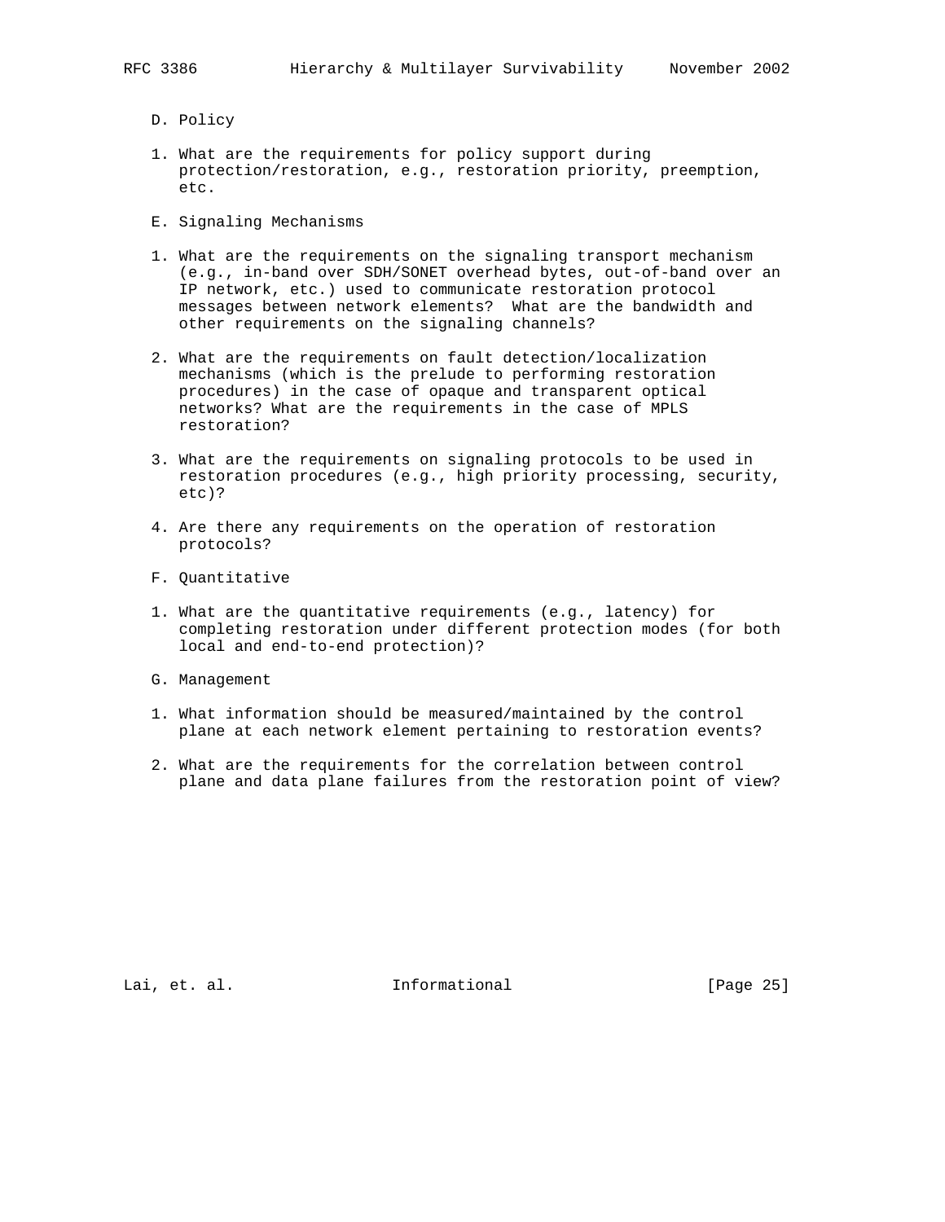D. Policy

1. What are the requirements for policy support during protection/restoration, e.g., restoration priority, preemption, etc.

E. Signaling Mechanisms

1. What are the requirements on the signaling transport mechanism (e.g., in-band over SDH/SONET overhead bytes, out-of-band over an IP network, etc.) used to communicate restoration protocol messages between network elements? What are the bandwidth and other requirements on the signaling channels?

2. What are the requirements on fault detection/localization mechanisms (which is the prelude to performing restoration procedures) in the case of opaque and transparent optical networks? What are the requirements in the case of MPLS restoration?

3. What are the requirements on signaling protocols to be used in restoration procedures (e.g., high priority processing, security, etc)?

4. Are there any requirements on the operation of restoration protocols?

F. Quantitative

1. What are the quantitative requirements (e.g., latency) for completing restoration under different protection modes (for both local and end-to-end protection)?

G. Management

1. What information should be measured/maintained by the control plane at each network element pertaining to restoration events?

2. What are the requirements for the correlation between control plane and data plane failures from the restoration point of view?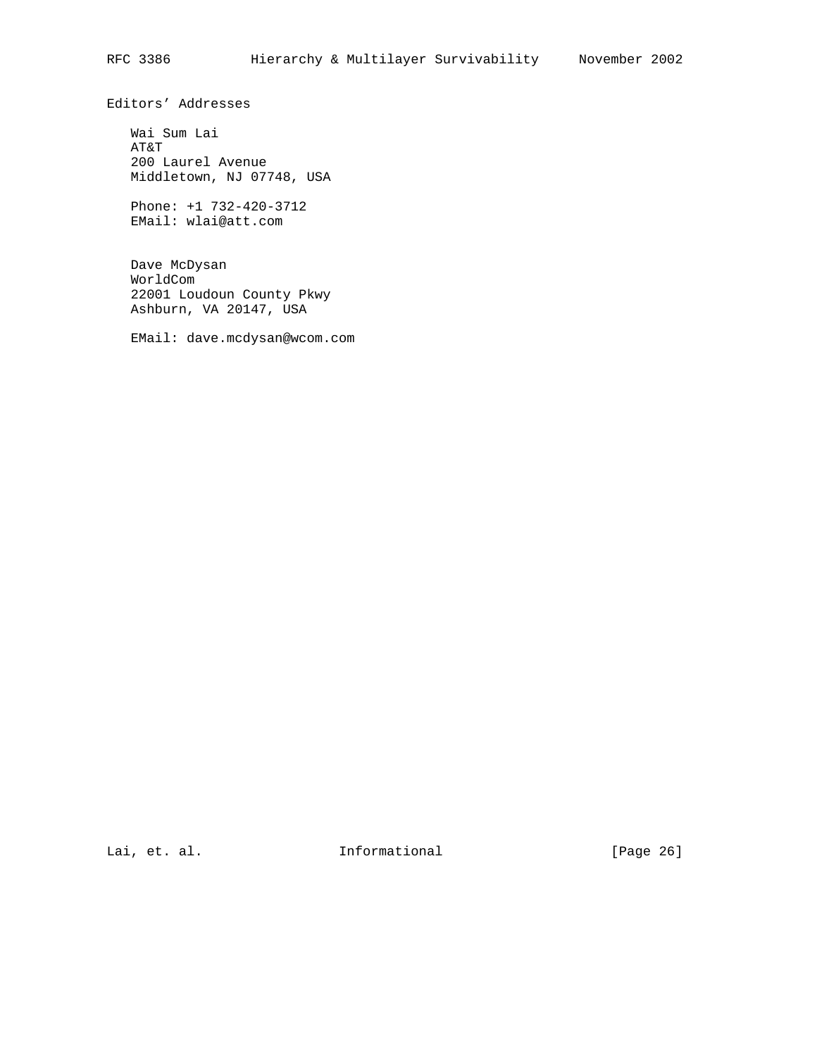## Editors' Addresses

Wai Sum Lai
AT&T
200 Laurel Avenue
Middletown, NJ 07748, USA

Phone: +1 732-420-3712
EMail: wlai@att.com

Dave McDysan
WorldCom
22001 Loudoun County Pkwy
Ashburn, VA 20147, USA

EMail: dave.mcdysan@wcom.com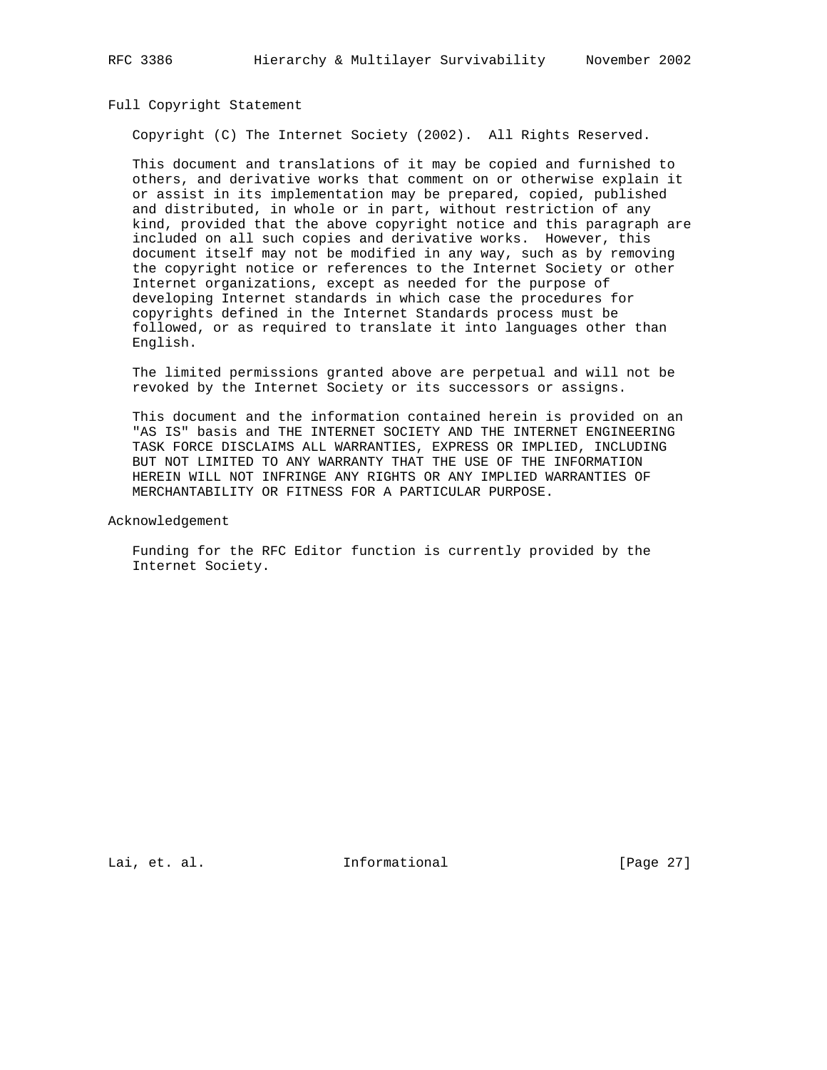## Full Copyright Statement

Copyright (C) The Internet Society (2002). All Rights Reserved.

This document and translations of it may be copied and furnished to others, and derivative works that comment on or otherwise explain it or assist in its implementation may be prepared, copied, published and distributed, in whole or in part, without restriction of any kind, provided that the above copyright notice and this paragraph are included on all such copies and derivative works. However, this document itself may not be modified in any way, such as by removing the copyright notice or references to the Internet Society or other Internet organizations, except as needed for the purpose of developing Internet standards in which case the procedures for copyrights defined in the Internet Standards process must be followed, or as required to translate it into languages other than English.

The limited permissions granted above are perpetual and will not be revoked by the Internet Society or its successors or assigns.

This document and the information contained herein is provided on an "AS IS" basis and THE INTERNET SOCIETY AND THE INTERNET ENGINEERING TASK FORCE DISCLAIMS ALL WARRANTIES, EXPRESS OR IMPLIED, INCLUDING BUT NOT LIMITED TO ANY WARRANTY THAT THE USE OF THE INFORMATION HEREIN WILL NOT INFRINGE ANY RIGHTS OR ANY IMPLIED WARRANTIES OF MERCHANTABILITY OR FITNESS FOR A PARTICULAR PURPOSE.

## Acknowledgement

Funding for the RFC Editor function is currently provided by the Internet Society.